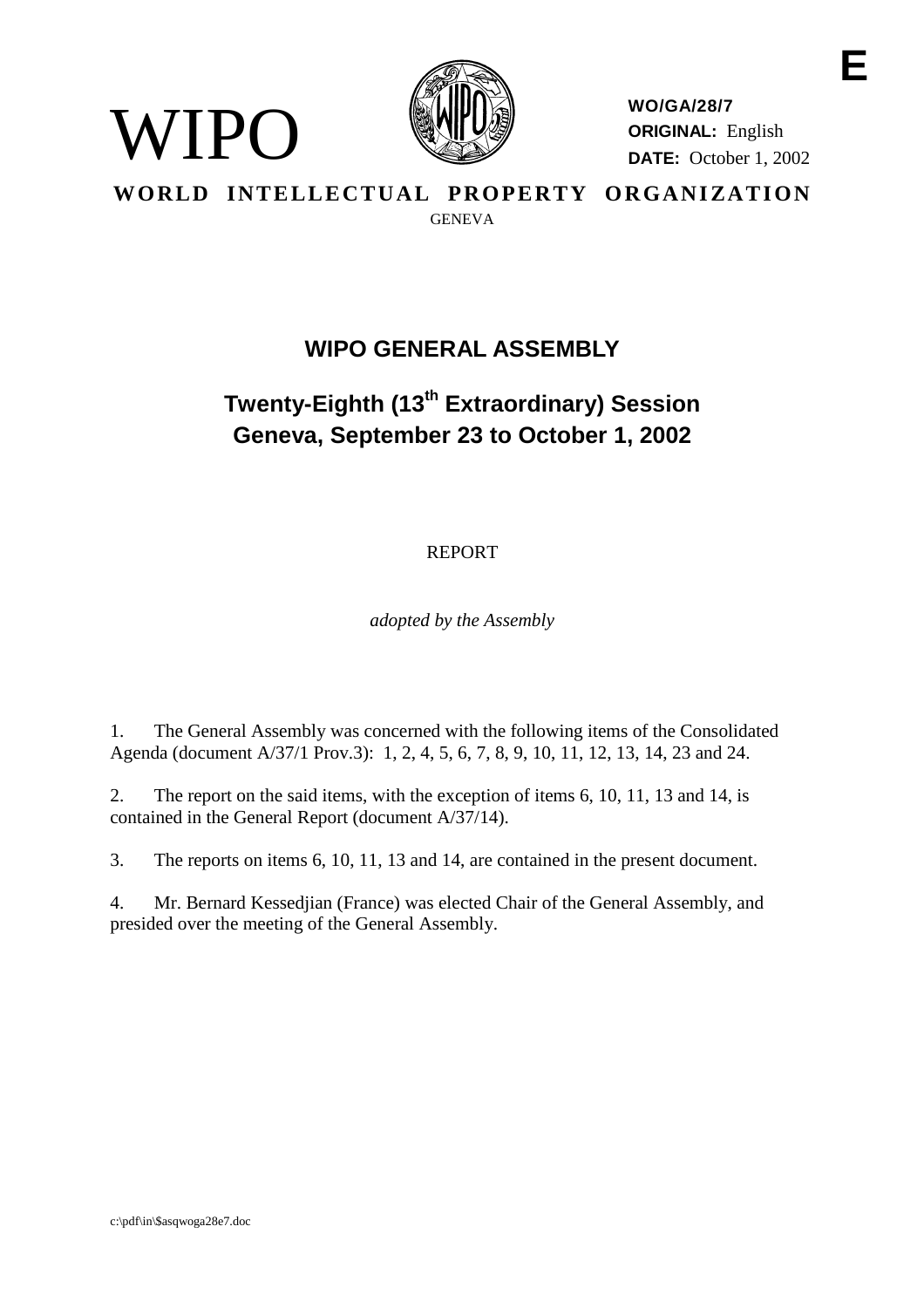E

WIPO

**WO/GA/28/7**
**ORIGINAL:** English
**DATE:** October 1, 2002

**WORLD INTELLECTUAL PROPERTY ORGANIZATION**
GENEVA

# WIPO GENERAL ASSEMBLY

## Twenty-Eighth (13th Extraordinary) Session
## Geneva, September 23 to October 1, 2002

REPORT

*adopted by the Assembly*

1. The General Assembly was concerned with the following items of the Consolidated Agenda (document A/37/1 Prov.3): 1, 2, 4, 5, 6, 7, 8, 9, 10, 11, 12, 13, 14, 23 and 24.

2. The report on the said items, with the exception of items 6, 10, 11, 13 and 14, is contained in the General Report (document A/37/14).

3. The reports on items 6, 10, 11, 13 and 14, are contained in the present document.

4. Mr. Bernard Kessedjian (France) was elected Chair of the General Assembly, and presided over the meeting of the General Assembly.

c:\pdf\in\$asqwoga28e7.doc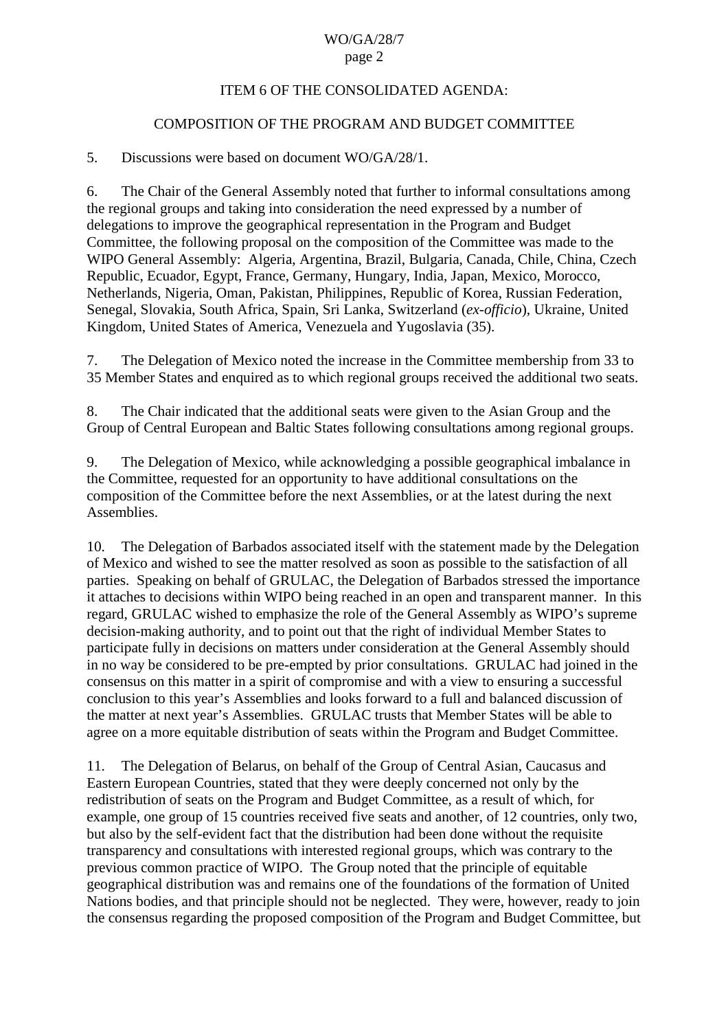## ITEM 6 OF THE CONSOLIDATED AGENDA:

## COMPOSITION OF THE PROGRAM AND BUDGET COMMITTEE

5. Discussions were based on document WO/GA/28/1.

6. The Chair of the General Assembly noted that further to informal consultations among the regional groups and taking into consideration the need expressed by a number of delegations to improve the geographical representation in the Program and Budget Committee, the following proposal on the composition of the Committee was made to the WIPO General Assembly: Algeria, Argentina, Brazil, Bulgaria, Canada, Chile, China, Czech Republic, Ecuador, Egypt, France, Germany, Hungary, India, Japan, Mexico, Morocco, Netherlands, Nigeria, Oman, Pakistan, Philippines, Republic of Korea, Russian Federation, Senegal, Slovakia, South Africa, Spain, Sri Lanka, Switzerland (*ex-officio*), Ukraine, United Kingdom, United States of America, Venezuela and Yugoslavia (35).

7. The Delegation of Mexico noted the increase in the Committee membership from 33 to 35 Member States and enquired as to which regional groups received the additional two seats.

8. The Chair indicated that the additional seats were given to the Asian Group and the Group of Central European and Baltic States following consultations among regional groups.

9. The Delegation of Mexico, while acknowledging a possible geographical imbalance in the Committee, requested for an opportunity to have additional consultations on the composition of the Committee before the next Assemblies, or at the latest during the next Assemblies.

10. The Delegation of Barbados associated itself with the statement made by the Delegation of Mexico and wished to see the matter resolved as soon as possible to the satisfaction of all parties. Speaking on behalf of GRULAC, the Delegation of Barbados stressed the importance it attaches to decisions within WIPO being reached in an open and transparent manner. In this regard, GRULAC wished to emphasize the role of the General Assembly as WIPO's supreme decision-making authority, and to point out that the right of individual Member States to participate fully in decisions on matters under consideration at the General Assembly should in no way be considered to be pre-empted by prior consultations. GRULAC had joined in the consensus on this matter in a spirit of compromise and with a view to ensuring a successful conclusion to this year's Assemblies and looks forward to a full and balanced discussion of the matter at next year's Assemblies. GRULAC trusts that Member States will be able to agree on a more equitable distribution of seats within the Program and Budget Committee.

11. The Delegation of Belarus, on behalf of the Group of Central Asian, Caucasus and Eastern European Countries, stated that they were deeply concerned not only by the redistribution of seats on the Program and Budget Committee, as a result of which, for example, one group of 15 countries received five seats and another, of 12 countries, only two, but also by the self-evident fact that the distribution had been done without the requisite transparency and consultations with interested regional groups, which was contrary to the previous common practice of WIPO. The Group noted that the principle of equitable geographical distribution was and remains one of the foundations of the formation of United Nations bodies, and that principle should not be neglected. They were, however, ready to join the consensus regarding the proposed composition of the Program and Budget Committee, but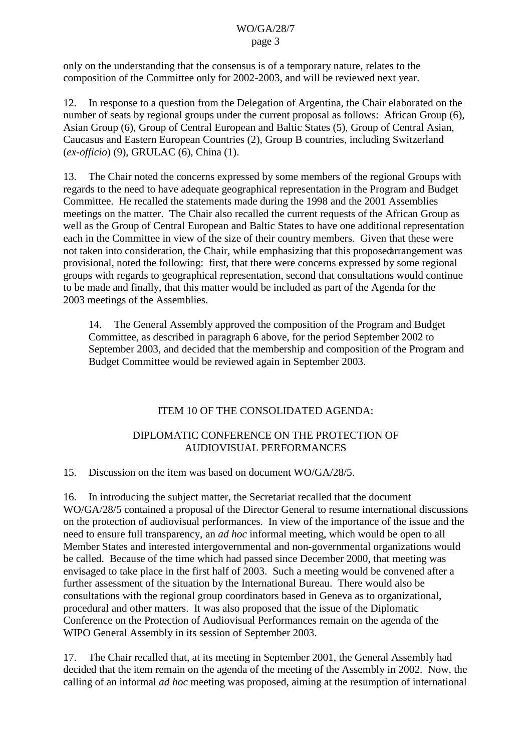only on the understanding that the consensus is of a temporary nature, relates to the composition of the Committee only for 2002-2003, and will be reviewed next year.

12. In response to a question from the Delegation of Argentina, the Chair elaborated on the number of seats by regional groups under the current proposal as follows: African Group (6), Asian Group (6), Group of Central European and Baltic States (5), Group of Central Asian, Caucasus and Eastern European Countries (2), Group B countries, including Switzerland (*ex-officio*) (9), GRULAC (6), China (1).

13. The Chair noted the concerns expressed by some members of the regional Groups with regards to the need to have adequate geographical representation in the Program and Budget Committee. He recalled the statements made during the 1998 and the 2001 Assemblies meetings on the matter. The Chair also recalled the current requests of the African Group as well as the Group of Central European and Baltic States to have one additional representation each in the Committee in view of the size of their country members. Given that these were not taken into consideration, the Chair, while emphasizing that this proposed arrangement was provisional, noted the following: first, that there were concerns expressed by some regional groups with regards to geographical representation, second that consultations would continue to be made and finally, that this matter would be included as part of the Agenda for the 2003 meetings of the Assemblies.

> 14. The General Assembly approved the composition of the Program and Budget Committee, as described in paragraph 6 above, for the period September 2002 to September 2003, and decided that the membership and composition of the Program and Budget Committee would be reviewed again in September 2003.

## ITEM 10 OF THE CONSOLIDATED AGENDA:

## DIPLOMATIC CONFERENCE ON THE PROTECTION OF AUDIOVISUAL PERFORMANCES

15. Discussion on the item was based on document WO/GA/28/5.

16. In introducing the subject matter, the Secretariat recalled that the document WO/GA/28/5 contained a proposal of the Director General to resume international discussions on the protection of audiovisual performances. In view of the importance of the issue and the need to ensure full transparency, an *ad hoc* informal meeting, which would be open to all Member States and interested intergovernmental and non-governmental organizations would be called. Because of the time which had passed since December 2000, that meeting was envisaged to take place in the first half of 2003. Such a meeting would be convened after a further assessment of the situation by the International Bureau. There would also be consultations with the regional group coordinators based in Geneva as to organizational, procedural and other matters. It was also proposed that the issue of the Diplomatic Conference on the Protection of Audiovisual Performances remain on the agenda of the WIPO General Assembly in its session of September 2003.

17. The Chair recalled that, at its meeting in September 2001, the General Assembly had decided that the item remain on the agenda of the meeting of the Assembly in 2002. Now, the calling of an informal *ad hoc* meeting was proposed, aiming at the resumption of international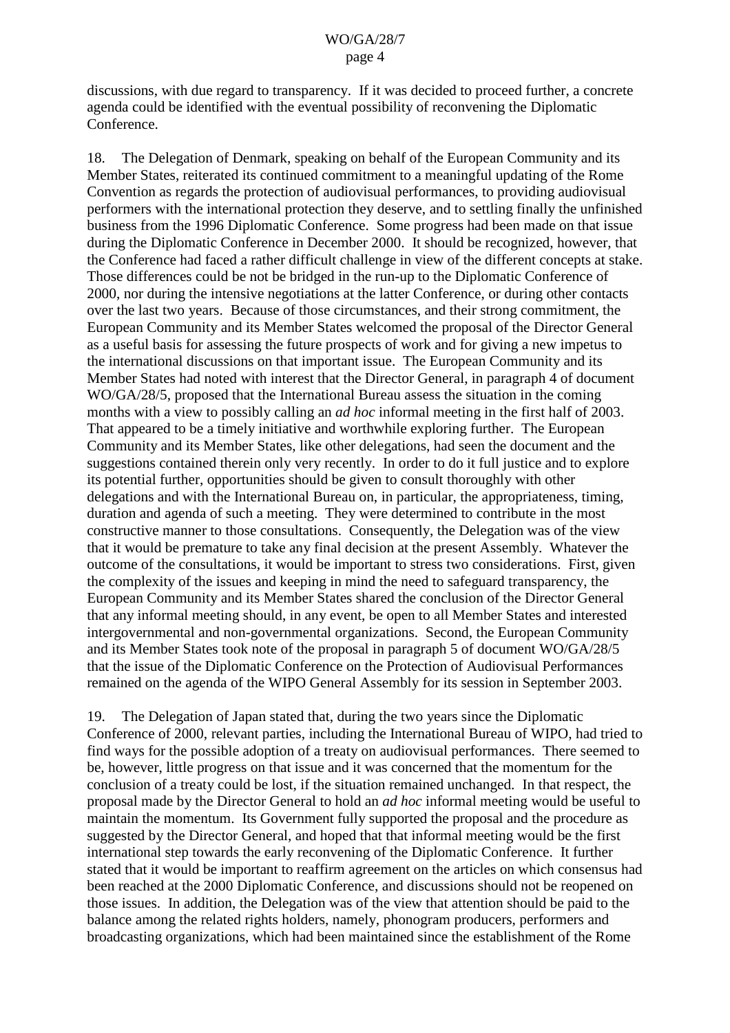discussions, with due regard to transparency. If it was decided to proceed further, a concrete agenda could be identified with the eventual possibility of reconvening the Diplomatic Conference.

18. The Delegation of Denmark, speaking on behalf of the European Community and its Member States, reiterated its continued commitment to a meaningful updating of the Rome Convention as regards the protection of audiovisual performances, to providing audiovisual performers with the international protection they deserve, and to settling finally the unfinished business from the 1996 Diplomatic Conference. Some progress had been made on that issue during the Diplomatic Conference in December 2000. It should be recognized, however, that the Conference had faced a rather difficult challenge in view of the different concepts at stake. Those differences could be not be bridged in the run-up to the Diplomatic Conference of 2000, nor during the intensive negotiations at the latter Conference, or during other contacts over the last two years. Because of those circumstances, and their strong commitment, the European Community and its Member States welcomed the proposal of the Director General as a useful basis for assessing the future prospects of work and for giving a new impetus to the international discussions on that important issue. The European Community and its Member States had noted with interest that the Director General, in paragraph 4 of document WO/GA/28/5, proposed that the International Bureau assess the situation in the coming months with a view to possibly calling an *ad hoc* informal meeting in the first half of 2003. That appeared to be a timely initiative and worthwhile exploring further. The European Community and its Member States, like other delegations, had seen the document and the suggestions contained therein only very recently. In order to do it full justice and to explore its potential further, opportunities should be given to consult thoroughly with other delegations and with the International Bureau on, in particular, the appropriateness, timing, duration and agenda of such a meeting. They were determined to contribute in the most constructive manner to those consultations. Consequently, the Delegation was of the view that it would be premature to take any final decision at the present Assembly. Whatever the outcome of the consultations, it would be important to stress two considerations. First, given the complexity of the issues and keeping in mind the need to safeguard transparency, the European Community and its Member States shared the conclusion of the Director General that any informal meeting should, in any event, be open to all Member States and interested intergovernmental and non-governmental organizations. Second, the European Community and its Member States took note of the proposal in paragraph 5 of document WO/GA/28/5 that the issue of the Diplomatic Conference on the Protection of Audiovisual Performances remained on the agenda of the WIPO General Assembly for its session in September 2003.

19. The Delegation of Japan stated that, during the two years since the Diplomatic Conference of 2000, relevant parties, including the International Bureau of WIPO, had tried to find ways for the possible adoption of a treaty on audiovisual performances. There seemed to be, however, little progress on that issue and it was concerned that the momentum for the conclusion of a treaty could be lost, if the situation remained unchanged. In that respect, the proposal made by the Director General to hold an *ad hoc* informal meeting would be useful to maintain the momentum. Its Government fully supported the proposal and the procedure as suggested by the Director General, and hoped that that informal meeting would be the first international step towards the early reconvening of the Diplomatic Conference. It further stated that it would be important to reaffirm agreement on the articles on which consensus had been reached at the 2000 Diplomatic Conference, and discussions should not be reopened on those issues. In addition, the Delegation was of the view that attention should be paid to the balance among the related rights holders, namely, phonogram producers, performers and broadcasting organizations, which had been maintained since the establishment of the Rome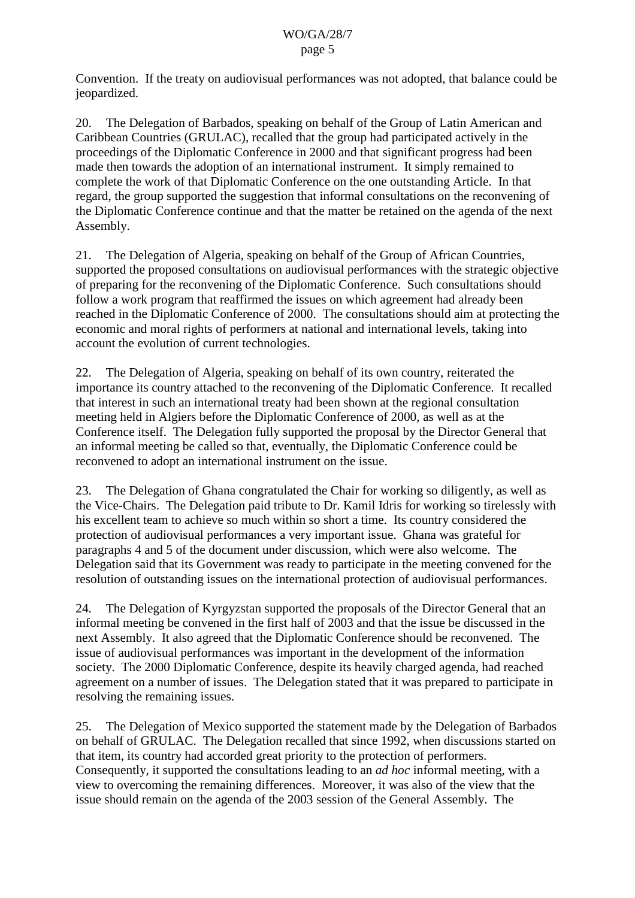Convention. If the treaty on audiovisual performances was not adopted, that balance could be jeopardized.

20. The Delegation of Barbados, speaking on behalf of the Group of Latin American and Caribbean Countries (GRULAC), recalled that the group had participated actively in the proceedings of the Diplomatic Conference in 2000 and that significant progress had been made then towards the adoption of an international instrument. It simply remained to complete the work of that Diplomatic Conference on the one outstanding Article. In that regard, the group supported the suggestion that informal consultations on the reconvening of the Diplomatic Conference continue and that the matter be retained on the agenda of the next Assembly.

21. The Delegation of Algeria, speaking on behalf of the Group of African Countries, supported the proposed consultations on audiovisual performances with the strategic objective of preparing for the reconvening of the Diplomatic Conference. Such consultations should follow a work program that reaffirmed the issues on which agreement had already been reached in the Diplomatic Conference of 2000. The consultations should aim at protecting the economic and moral rights of performers at national and international levels, taking into account the evolution of current technologies.

22. The Delegation of Algeria, speaking on behalf of its own country, reiterated the importance its country attached to the reconvening of the Diplomatic Conference. It recalled that interest in such an international treaty had been shown at the regional consultation meeting held in Algiers before the Diplomatic Conference of 2000, as well as at the Conference itself. The Delegation fully supported the proposal by the Director General that an informal meeting be called so that, eventually, the Diplomatic Conference could be reconvened to adopt an international instrument on the issue.

23. The Delegation of Ghana congratulated the Chair for working so diligently, as well as the Vice-Chairs. The Delegation paid tribute to Dr. Kamil Idris for working so tirelessly with his excellent team to achieve so much within so short a time. Its country considered the protection of audiovisual performances a very important issue. Ghana was grateful for paragraphs 4 and 5 of the document under discussion, which were also welcome. The Delegation said that its Government was ready to participate in the meeting convened for the resolution of outstanding issues on the international protection of audiovisual performances.

24. The Delegation of Kyrgyzstan supported the proposals of the Director General that an informal meeting be convened in the first half of 2003 and that the issue be discussed in the next Assembly. It also agreed that the Diplomatic Conference should be reconvened. The issue of audiovisual performances was important in the development of the information society. The 2000 Diplomatic Conference, despite its heavily charged agenda, had reached agreement on a number of issues. The Delegation stated that it was prepared to participate in resolving the remaining issues.

25. The Delegation of Mexico supported the statement made by the Delegation of Barbados on behalf of GRULAC. The Delegation recalled that since 1992, when discussions started on that item, its country had accorded great priority to the protection of performers. Consequently, it supported the consultations leading to an *ad hoc* informal meeting, with a view to overcoming the remaining differences. Moreover, it was also of the view that the issue should remain on the agenda of the 2003 session of the General Assembly. The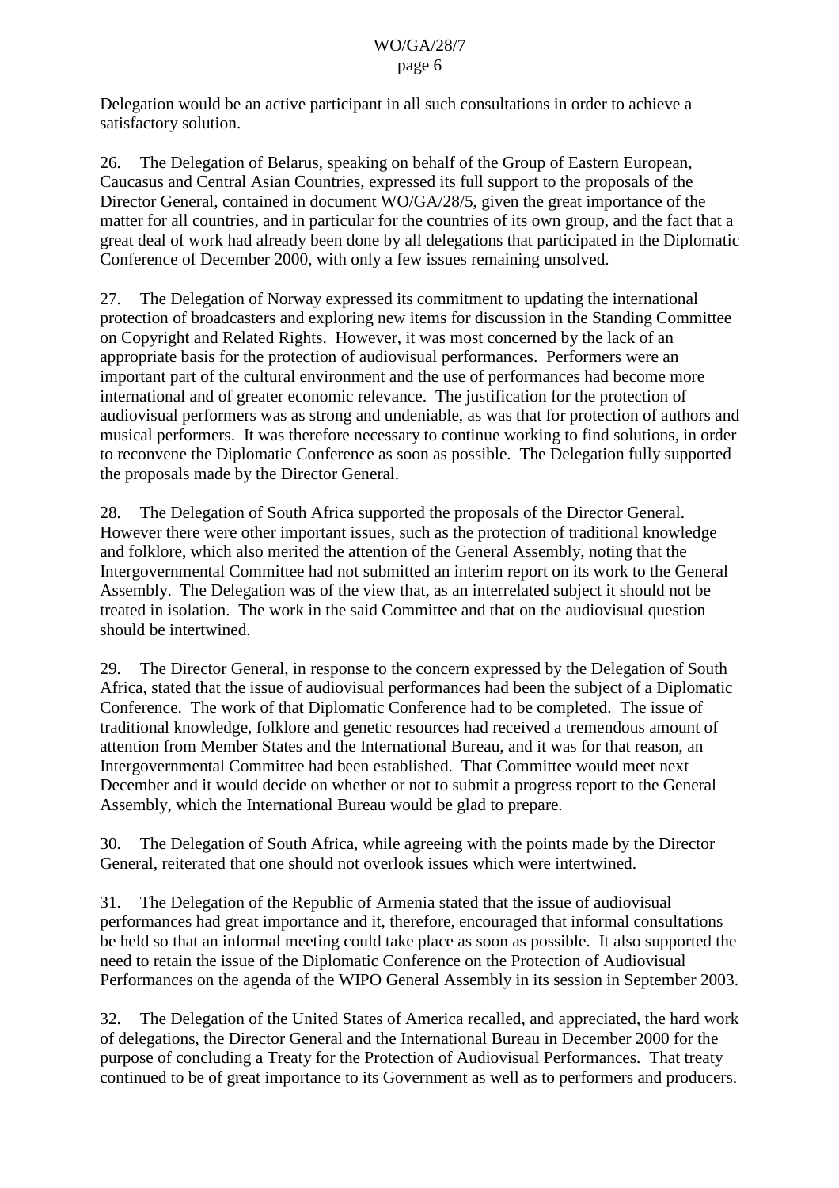Delegation would be an active participant in all such consultations in order to achieve a satisfactory solution.

26. The Delegation of Belarus, speaking on behalf of the Group of Eastern European, Caucasus and Central Asian Countries, expressed its full support to the proposals of the Director General, contained in document WO/GA/28/5, given the great importance of the matter for all countries, and in particular for the countries of its own group, and the fact that a great deal of work had already been done by all delegations that participated in the Diplomatic Conference of December 2000, with only a few issues remaining unsolved.

27. The Delegation of Norway expressed its commitment to updating the international protection of broadcasters and exploring new items for discussion in the Standing Committee on Copyright and Related Rights. However, it was most concerned by the lack of an appropriate basis for the protection of audiovisual performances. Performers were an important part of the cultural environment and the use of performances had become more international and of greater economic relevance. The justification for the protection of audiovisual performers was as strong and undeniable, as was that for protection of authors and musical performers. It was therefore necessary to continue working to find solutions, in order to reconvene the Diplomatic Conference as soon as possible. The Delegation fully supported the proposals made by the Director General.

28. The Delegation of South Africa supported the proposals of the Director General. However there were other important issues, such as the protection of traditional knowledge and folklore, which also merited the attention of the General Assembly, noting that the Intergovernmental Committee had not submitted an interim report on its work to the General Assembly. The Delegation was of the view that, as an interrelated subject it should not be treated in isolation. The work in the said Committee and that on the audiovisual question should be intertwined.

29. The Director General, in response to the concern expressed by the Delegation of South Africa, stated that the issue of audiovisual performances had been the subject of a Diplomatic Conference. The work of that Diplomatic Conference had to be completed. The issue of traditional knowledge, folklore and genetic resources had received a tremendous amount of attention from Member States and the International Bureau, and it was for that reason, an Intergovernmental Committee had been established. That Committee would meet next December and it would decide on whether or not to submit a progress report to the General Assembly, which the International Bureau would be glad to prepare.

30. The Delegation of South Africa, while agreeing with the points made by the Director General, reiterated that one should not overlook issues which were intertwined.

31. The Delegation of the Republic of Armenia stated that the issue of audiovisual performances had great importance and it, therefore, encouraged that informal consultations be held so that an informal meeting could take place as soon as possible. It also supported the need to retain the issue of the Diplomatic Conference on the Protection of Audiovisual Performances on the agenda of the WIPO General Assembly in its session in September 2003.

32. The Delegation of the United States of America recalled, and appreciated, the hard work of delegations, the Director General and the International Bureau in December 2000 for the purpose of concluding a Treaty for the Protection of Audiovisual Performances. That treaty continued to be of great importance to its Government as well as to performers and producers.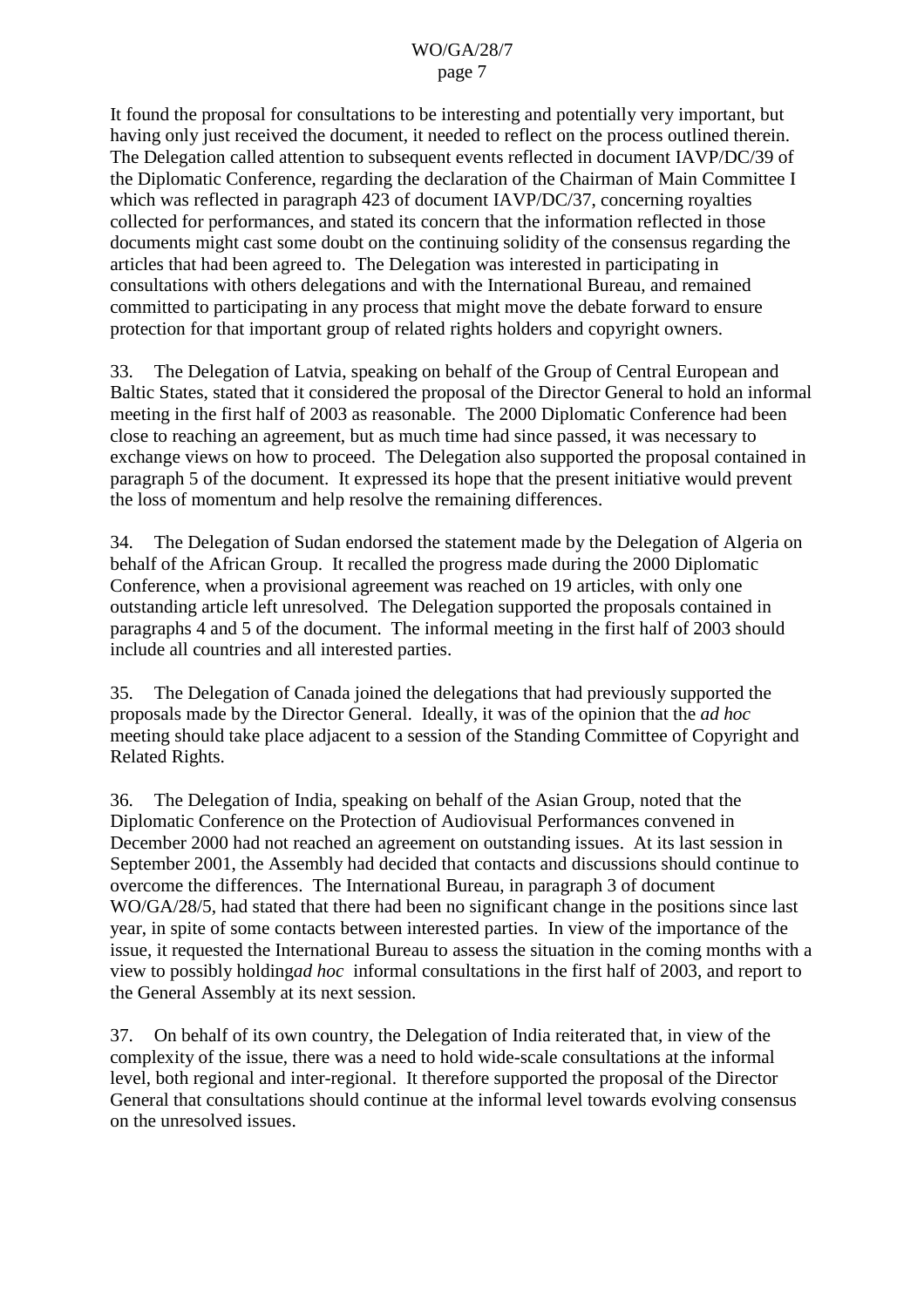It found the proposal for consultations to be interesting and potentially very important, but having only just received the document, it needed to reflect on the process outlined therein. The Delegation called attention to subsequent events reflected in document IAVP/DC/39 of the Diplomatic Conference, regarding the declaration of the Chairman of Main Committee I which was reflected in paragraph 423 of document IAVP/DC/37, concerning royalties collected for performances, and stated its concern that the information reflected in those documents might cast some doubt on the continuing solidity of the consensus regarding the articles that had been agreed to. The Delegation was interested in participating in consultations with others delegations and with the International Bureau, and remained committed to participating in any process that might move the debate forward to ensure protection for that important group of related rights holders and copyright owners.

33. The Delegation of Latvia, speaking on behalf of the Group of Central European and Baltic States, stated that it considered the proposal of the Director General to hold an informal meeting in the first half of 2003 as reasonable. The 2000 Diplomatic Conference had been close to reaching an agreement, but as much time had since passed, it was necessary to exchange views on how to proceed. The Delegation also supported the proposal contained in paragraph 5 of the document. It expressed its hope that the present initiative would prevent the loss of momentum and help resolve the remaining differences.

34. The Delegation of Sudan endorsed the statement made by the Delegation of Algeria on behalf of the African Group. It recalled the progress made during the 2000 Diplomatic Conference, when a provisional agreement was reached on 19 articles, with only one outstanding article left unresolved. The Delegation supported the proposals contained in paragraphs 4 and 5 of the document. The informal meeting in the first half of 2003 should include all countries and all interested parties.

35. The Delegation of Canada joined the delegations that had previously supported the proposals made by the Director General. Ideally, it was of the opinion that the *ad hoc* meeting should take place adjacent to a session of the Standing Committee of Copyright and Related Rights.

36. The Delegation of India, speaking on behalf of the Asian Group, noted that the Diplomatic Conference on the Protection of Audiovisual Performances convened in December 2000 had not reached an agreement on outstanding issues. At its last session in September 2001, the Assembly had decided that contacts and discussions should continue to overcome the differences. The International Bureau, in paragraph 3 of document WO/GA/28/5, had stated that there had been no significant change in the positions since last year, in spite of some contacts between interested parties. In view of the importance of the issue, it requested the International Bureau to assess the situation in the coming months with a view to possibly holding *ad hoc* informal consultations in the first half of 2003, and report to the General Assembly at its next session.

37. On behalf of its own country, the Delegation of India reiterated that, in view of the complexity of the issue, there was a need to hold wide-scale consultations at the informal level, both regional and inter-regional. It therefore supported the proposal of the Director General that consultations should continue at the informal level towards evolving consensus on the unresolved issues.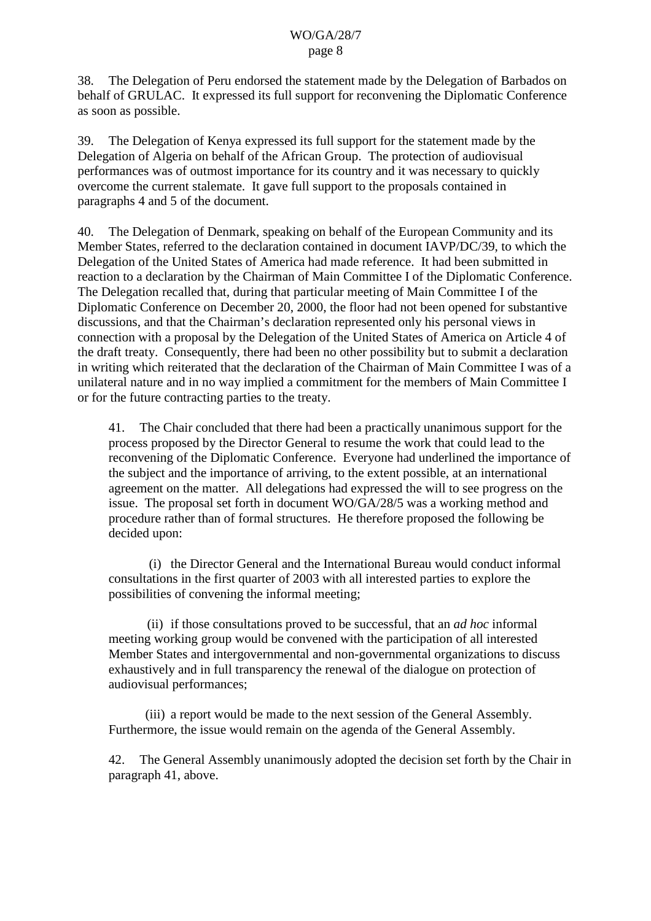38. The Delegation of Peru endorsed the statement made by the Delegation of Barbados on behalf of GRULAC. It expressed its full support for reconvening the Diplomatic Conference as soon as possible.

39. The Delegation of Kenya expressed its full support for the statement made by the Delegation of Algeria on behalf of the African Group. The protection of audiovisual performances was of outmost importance for its country and it was necessary to quickly overcome the current stalemate. It gave full support to the proposals contained in paragraphs 4 and 5 of the document.

40. The Delegation of Denmark, speaking on behalf of the European Community and its Member States, referred to the declaration contained in document IAVP/DC/39, to which the Delegation of the United States of America had made reference. It had been submitted in reaction to a declaration by the Chairman of Main Committee I of the Diplomatic Conference. The Delegation recalled that, during that particular meeting of Main Committee I of the Diplomatic Conference on December 20, 2000, the floor had not been opened for substantive discussions, and that the Chairman's declaration represented only his personal views in connection with a proposal by the Delegation of the United States of America on Article 4 of the draft treaty. Consequently, there had been no other possibility but to submit a declaration in writing which reiterated that the declaration of the Chairman of Main Committee I was of a unilateral nature and in no way implied a commitment for the members of Main Committee I or for the future contracting parties to the treaty.

41. The Chair concluded that there had been a practically unanimous support for the process proposed by the Director General to resume the work that could lead to the reconvening of the Diplomatic Conference. Everyone had underlined the importance of the subject and the importance of arriving, to the extent possible, at an international agreement on the matter. All delegations had expressed the will to see progress on the issue. The proposal set forth in document WO/GA/28/5 was a working method and procedure rather than of formal structures. He therefore proposed the following be decided upon:

(i) the Director General and the International Bureau would conduct informal consultations in the first quarter of 2003 with all interested parties to explore the possibilities of convening the informal meeting;

(ii) if those consultations proved to be successful, that an *ad hoc* informal meeting working group would be convened with the participation of all interested Member States and intergovernmental and non-governmental organizations to discuss exhaustively and in full transparency the renewal of the dialogue on protection of audiovisual performances;

(iii) a report would be made to the next session of the General Assembly. Furthermore, the issue would remain on the agenda of the General Assembly.

42. The General Assembly unanimously adopted the decision set forth by the Chair in paragraph 41, above.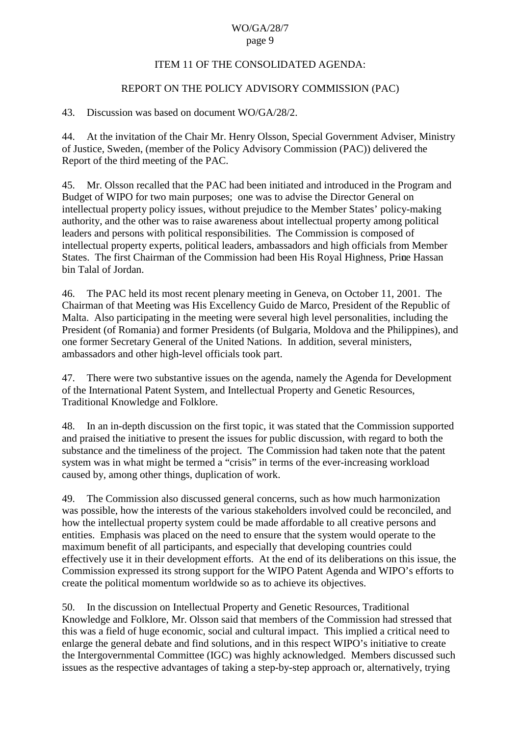## ITEM 11 OF THE CONSOLIDATED AGENDA:

## REPORT ON THE POLICY ADVISORY COMMISSION (PAC)

43. Discussion was based on document WO/GA/28/2.

44. At the invitation of the Chair Mr. Henry Olsson, Special Government Adviser, Ministry of Justice, Sweden, (member of the Policy Advisory Commission (PAC)) delivered the Report of the third meeting of the PAC.

45. Mr. Olsson recalled that the PAC had been initiated and introduced in the Program and Budget of WIPO for two main purposes; one was to advise the Director General on intellectual property policy issues, without prejudice to the Member States' policy-making authority, and the other was to raise awareness about intellectual property among political leaders and persons with political responsibilities. The Commission is composed of intellectual property experts, political leaders, ambassadors and high officials from Member States. The first Chairman of the Commission had been His Royal Highness, Prince Hassan bin Talal of Jordan.

46. The PAC held its most recent plenary meeting in Geneva, on October 11, 2001. The Chairman of that Meeting was His Excellency Guido de Marco, President of the Republic of Malta. Also participating in the meeting were several high level personalities, including the President (of Romania) and former Presidents (of Bulgaria, Moldova and the Philippines), and one former Secretary General of the United Nations. In addition, several ministers, ambassadors and other high-level officials took part.

47. There were two substantive issues on the agenda, namely the Agenda for Development of the International Patent System, and Intellectual Property and Genetic Resources, Traditional Knowledge and Folklore.

48. In an in-depth discussion on the first topic, it was stated that the Commission supported and praised the initiative to present the issues for public discussion, with regard to both the substance and the timeliness of the project. The Commission had taken note that the patent system was in what might be termed a "crisis" in terms of the ever-increasing workload caused by, among other things, duplication of work.

49. The Commission also discussed general concerns, such as how much harmonization was possible, how the interests of the various stakeholders involved could be reconciled, and how the intellectual property system could be made affordable to all creative persons and entities. Emphasis was placed on the need to ensure that the system would operate to the maximum benefit of all participants, and especially that developing countries could effectively use it in their development efforts. At the end of its deliberations on this issue, the Commission expressed its strong support for the WIPO Patent Agenda and WIPO's efforts to create the political momentum worldwide so as to achieve its objectives.

50. In the discussion on Intellectual Property and Genetic Resources, Traditional Knowledge and Folklore, Mr. Olsson said that members of the Commission had stressed that this was a field of huge economic, social and cultural impact. This implied a critical need to enlarge the general debate and find solutions, and in this respect WIPO's initiative to create the Intergovernmental Committee (IGC) was highly acknowledged. Members discussed such issues as the respective advantages of taking a step-by-step approach or, alternatively, trying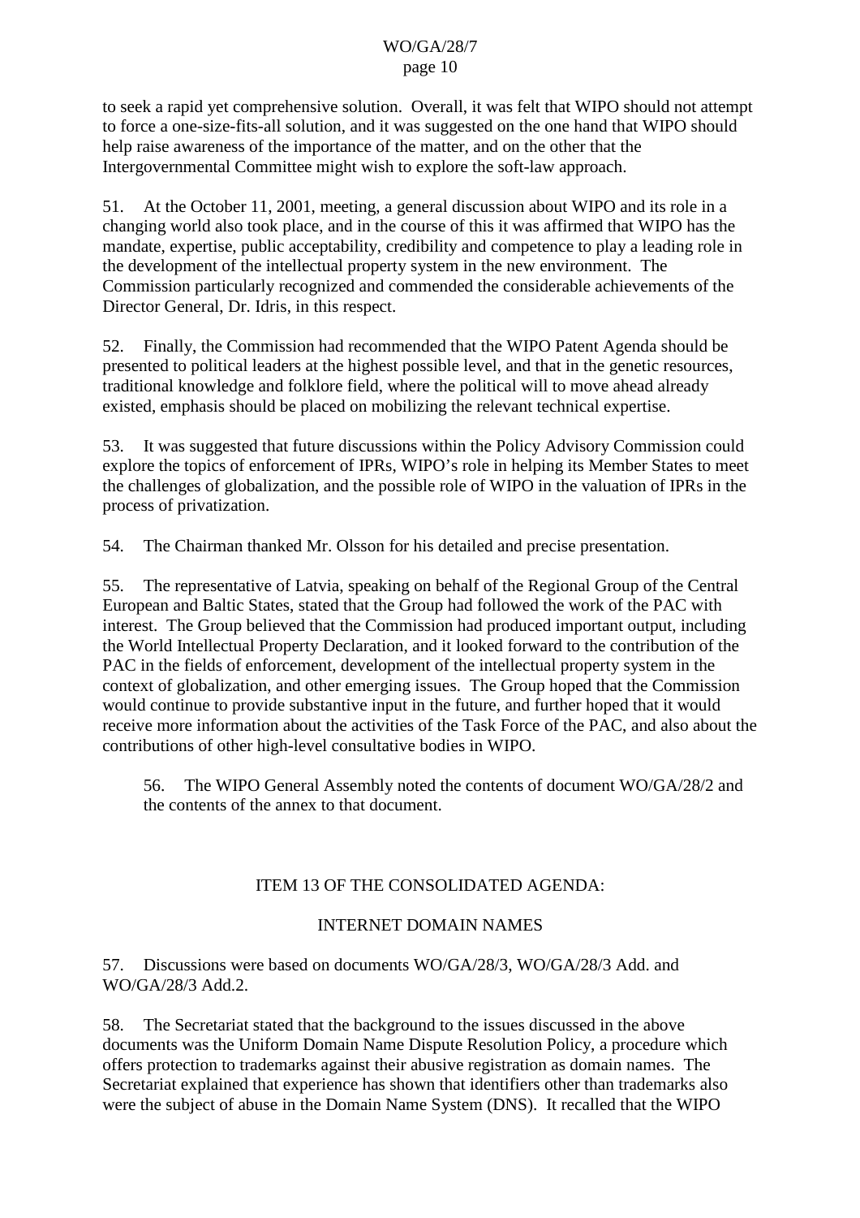to seek a rapid yet comprehensive solution. Overall, it was felt that WIPO should not attempt to force a one-size-fits-all solution, and it was suggested on the one hand that WIPO should help raise awareness of the importance of the matter, and on the other that the Intergovernmental Committee might wish to explore the soft-law approach.

51. At the October 11, 2001, meeting, a general discussion about WIPO and its role in a changing world also took place, and in the course of this it was affirmed that WIPO has the mandate, expertise, public acceptability, credibility and competence to play a leading role in the development of the intellectual property system in the new environment. The Commission particularly recognized and commended the considerable achievements of the Director General, Dr. Idris, in this respect.

52. Finally, the Commission had recommended that the WIPO Patent Agenda should be presented to political leaders at the highest possible level, and that in the genetic resources, traditional knowledge and folklore field, where the political will to move ahead already existed, emphasis should be placed on mobilizing the relevant technical expertise.

53. It was suggested that future discussions within the Policy Advisory Commission could explore the topics of enforcement of IPRs, WIPO's role in helping its Member States to meet the challenges of globalization, and the possible role of WIPO in the valuation of IPRs in the process of privatization.

54. The Chairman thanked Mr. Olsson for his detailed and precise presentation.

55. The representative of Latvia, speaking on behalf of the Regional Group of the Central European and Baltic States, stated that the Group had followed the work of the PAC with interest. The Group believed that the Commission had produced important output, including the World Intellectual Property Declaration, and it looked forward to the contribution of the PAC in the fields of enforcement, development of the intellectual property system in the context of globalization, and other emerging issues. The Group hoped that the Commission would continue to provide substantive input in the future, and further hoped that it would receive more information about the activities of the Task Force of the PAC, and also about the contributions of other high-level consultative bodies in WIPO.

> 56. The WIPO General Assembly noted the contents of document WO/GA/28/2 and the contents of the annex to that document.

## ITEM 13 OF THE CONSOLIDATED AGENDA:

## INTERNET DOMAIN NAMES

57. Discussions were based on documents WO/GA/28/3, WO/GA/28/3 Add. and WO/GA/28/3 Add.2.

58. The Secretariat stated that the background to the issues discussed in the above documents was the Uniform Domain Name Dispute Resolution Policy, a procedure which offers protection to trademarks against their abusive registration as domain names. The Secretariat explained that experience has shown that identifiers other than trademarks also were the subject of abuse in the Domain Name System (DNS). It recalled that the WIPO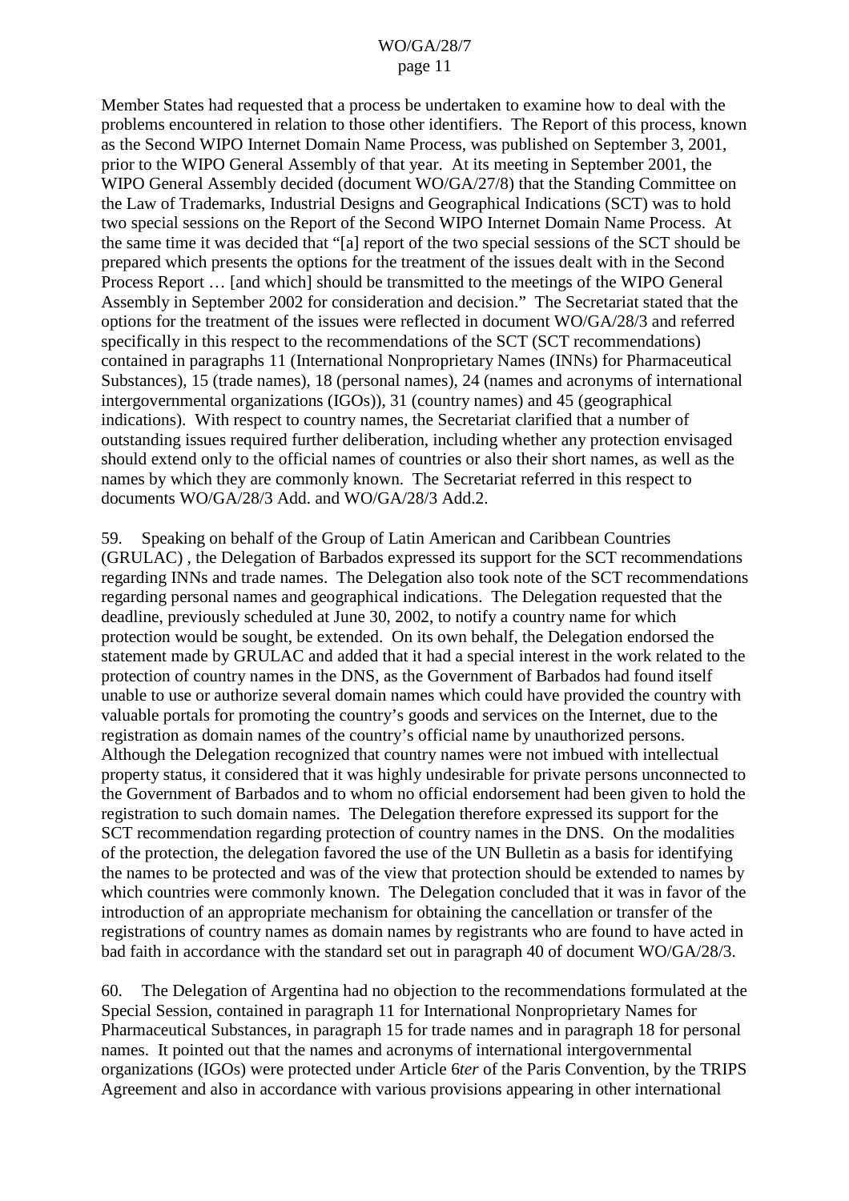Member States had requested that a process be undertaken to examine how to deal with the problems encountered in relation to those other identifiers. The Report of this process, known as the Second WIPO Internet Domain Name Process, was published on September 3, 2001, prior to the WIPO General Assembly of that year. At its meeting in September 2001, the WIPO General Assembly decided (document WO/GA/27/8) that the Standing Committee on the Law of Trademarks, Industrial Designs and Geographical Indications (SCT) was to hold two special sessions on the Report of the Second WIPO Internet Domain Name Process. At the same time it was decided that "[a] report of the two special sessions of the SCT should be prepared which presents the options for the treatment of the issues dealt with in the Second Process Report … [and which] should be transmitted to the meetings of the WIPO General Assembly in September 2002 for consideration and decision." The Secretariat stated that the options for the treatment of the issues were reflected in document WO/GA/28/3 and referred specifically in this respect to the recommendations of the SCT (SCT recommendations) contained in paragraphs 11 (International Nonproprietary Names (INNs) for Pharmaceutical Substances), 15 (trade names), 18 (personal names), 24 (names and acronyms of international intergovernmental organizations (IGOs)), 31 (country names) and 45 (geographical indications). With respect to country names, the Secretariat clarified that a number of outstanding issues required further deliberation, including whether any protection envisaged should extend only to the official names of countries or also their short names, as well as the names by which they are commonly known. The Secretariat referred in this respect to documents WO/GA/28/3 Add. and WO/GA/28/3 Add.2.

59. Speaking on behalf of the Group of Latin American and Caribbean Countries (GRULAC) , the Delegation of Barbados expressed its support for the SCT recommendations regarding INNs and trade names. The Delegation also took note of the SCT recommendations regarding personal names and geographical indications. The Delegation requested that the deadline, previously scheduled at June 30, 2002, to notify a country name for which protection would be sought, be extended. On its own behalf, the Delegation endorsed the statement made by GRULAC and added that it had a special interest in the work related to the protection of country names in the DNS, as the Government of Barbados had found itself unable to use or authorize several domain names which could have provided the country with valuable portals for promoting the country's goods and services on the Internet, due to the registration as domain names of the country's official name by unauthorized persons. Although the Delegation recognized that country names were not imbued with intellectual property status, it considered that it was highly undesirable for private persons unconnected to the Government of Barbados and to whom no official endorsement had been given to hold the registration to such domain names. The Delegation therefore expressed its support for the SCT recommendation regarding protection of country names in the DNS. On the modalities of the protection, the delegation favored the use of the UN Bulletin as a basis for identifying the names to be protected and was of the view that protection should be extended to names by which countries were commonly known. The Delegation concluded that it was in favor of the introduction of an appropriate mechanism for obtaining the cancellation or transfer of the registrations of country names as domain names by registrants who are found to have acted in bad faith in accordance with the standard set out in paragraph 40 of document WO/GA/28/3.

60. The Delegation of Argentina had no objection to the recommendations formulated at the Special Session, contained in paragraph 11 for International Nonproprietary Names for Pharmaceutical Substances, in paragraph 15 for trade names and in paragraph 18 for personal names. It pointed out that the names and acronyms of international intergovernmental organizations (IGOs) were protected under Article 6*ter* of the Paris Convention, by the TRIPS Agreement and also in accordance with various provisions appearing in other international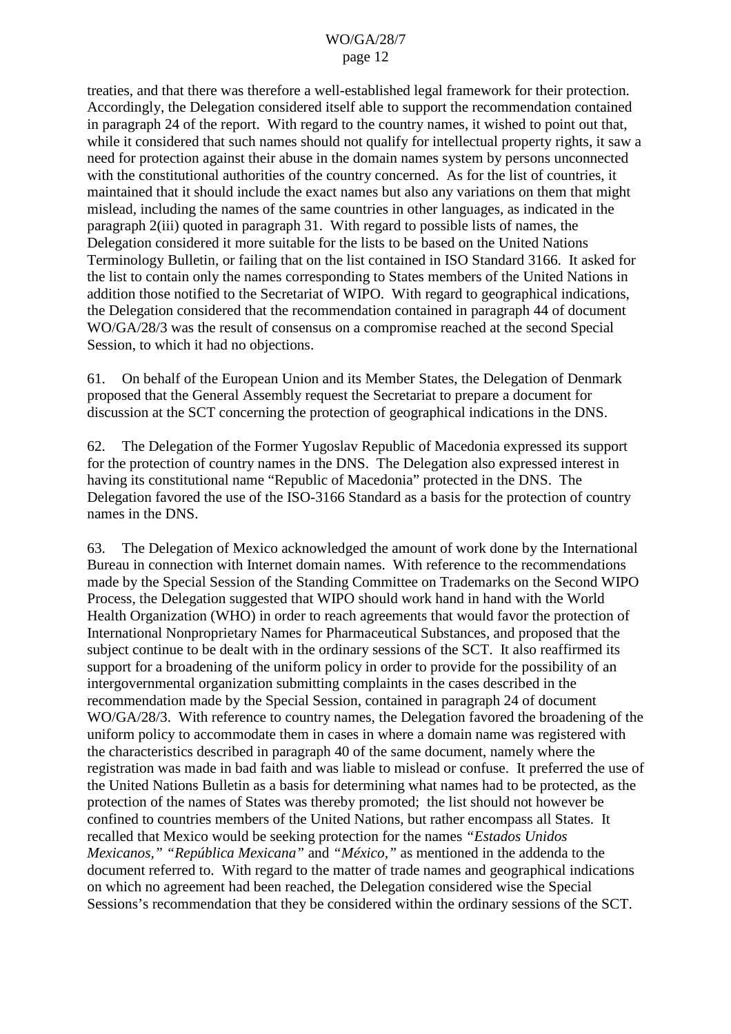treaties, and that there was therefore a well-established legal framework for their protection. Accordingly, the Delegation considered itself able to support the recommendation contained in paragraph 24 of the report. With regard to the country names, it wished to point out that, while it considered that such names should not qualify for intellectual property rights, it saw a need for protection against their abuse in the domain names system by persons unconnected with the constitutional authorities of the country concerned. As for the list of countries, it maintained that it should include the exact names but also any variations on them that might mislead, including the names of the same countries in other languages, as indicated in the paragraph 2(iii) quoted in paragraph 31. With regard to possible lists of names, the Delegation considered it more suitable for the lists to be based on the United Nations Terminology Bulletin, or failing that on the list contained in ISO Standard 3166. It asked for the list to contain only the names corresponding to States members of the United Nations in addition those notified to the Secretariat of WIPO. With regard to geographical indications, the Delegation considered that the recommendation contained in paragraph 44 of document WO/GA/28/3 was the result of consensus on a compromise reached at the second Special Session, to which it had no objections.

61. On behalf of the European Union and its Member States, the Delegation of Denmark proposed that the General Assembly request the Secretariat to prepare a document for discussion at the SCT concerning the protection of geographical indications in the DNS.

62. The Delegation of the Former Yugoslav Republic of Macedonia expressed its support for the protection of country names in the DNS. The Delegation also expressed interest in having its constitutional name "Republic of Macedonia" protected in the DNS. The Delegation favored the use of the ISO-3166 Standard as a basis for the protection of country names in the DNS.

63. The Delegation of Mexico acknowledged the amount of work done by the International Bureau in connection with Internet domain names. With reference to the recommendations made by the Special Session of the Standing Committee on Trademarks on the Second WIPO Process, the Delegation suggested that WIPO should work hand in hand with the World Health Organization (WHO) in order to reach agreements that would favor the protection of International Nonproprietary Names for Pharmaceutical Substances, and proposed that the subject continue to be dealt with in the ordinary sessions of the SCT. It also reaffirmed its support for a broadening of the uniform policy in order to provide for the possibility of an intergovernmental organization submitting complaints in the cases described in the recommendation made by the Special Session, contained in paragraph 24 of document WO/GA/28/3. With reference to country names, the Delegation favored the broadening of the uniform policy to accommodate them in cases in where a domain name was registered with the characteristics described in paragraph 40 of the same document, namely where the registration was made in bad faith and was liable to mislead or confuse. It preferred the use of the United Nations Bulletin as a basis for determining what names had to be protected, as the protection of the names of States was thereby promoted; the list should not however be confined to countries members of the United Nations, but rather encompass all States. It recalled that Mexico would be seeking protection for the names *"Estados Unidos Mexicanos," "República Mexicana"* and *"México,"* as mentioned in the addenda to the document referred to. With regard to the matter of trade names and geographical indications on which no agreement had been reached, the Delegation considered wise the Special Sessions's recommendation that they be considered within the ordinary sessions of the SCT.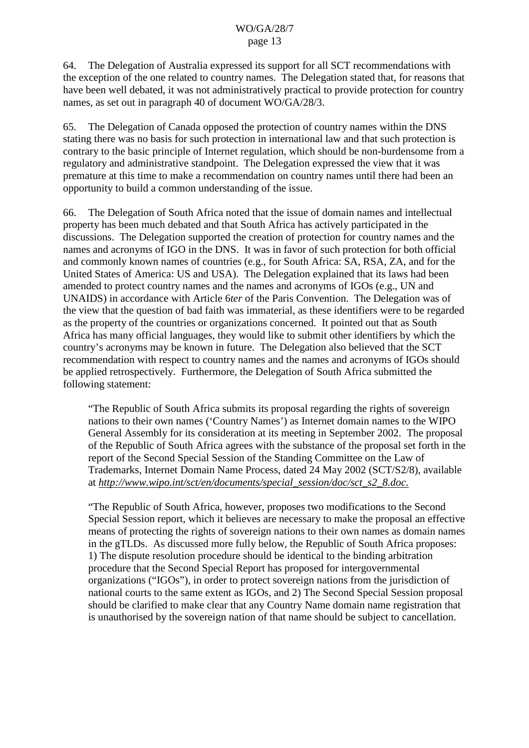64. The Delegation of Australia expressed its support for all SCT recommendations with the exception of the one related to country names. The Delegation stated that, for reasons that have been well debated, it was not administratively practical to provide protection for country names, as set out in paragraph 40 of document WO/GA/28/3.

65. The Delegation of Canada opposed the protection of country names within the DNS stating there was no basis for such protection in international law and that such protection is contrary to the basic principle of Internet regulation, which should be non-burdensome from a regulatory and administrative standpoint. The Delegation expressed the view that it was premature at this time to make a recommendation on country names until there had been an opportunity to build a common understanding of the issue.

66. The Delegation of South Africa noted that the issue of domain names and intellectual property has been much debated and that South Africa has actively participated in the discussions. The Delegation supported the creation of protection for country names and the names and acronyms of IGO in the DNS. It was in favor of such protection for both official and commonly known names of countries (e.g., for South Africa: SA, RSA, ZA, and for the United States of America: US and USA). The Delegation explained that its laws had been amended to protect country names and the names and acronyms of IGOs (e.g., UN and UNAIDS) in accordance with Article 6*ter* of the Paris Convention. The Delegation was of the view that the question of bad faith was immaterial, as these identifiers were to be regarded as the property of the countries or organizations concerned. It pointed out that as South Africa has many official languages, they would like to submit other identifiers by which the country's acronyms may be known in future. The Delegation also believed that the SCT recommendation with respect to country names and the names and acronyms of IGOs should be applied retrospectively. Furthermore, the Delegation of South Africa submitted the following statement:

> "The Republic of South Africa submits its proposal regarding the rights of sovereign nations to their own names ('Country Names') as Internet domain names to the WIPO General Assembly for its consideration at its meeting in September 2002. The proposal of the Republic of South Africa agrees with the substance of the proposal set forth in the report of the Second Special Session of the Standing Committee on the Law of Trademarks, Internet Domain Name Process, dated 24 May 2002 (SCT/S2/8), available at *http://www.wipo.int/sct/en/documents/special_session/doc/sct_s2_8.doc.*
>
> "The Republic of South Africa, however, proposes two modifications to the Second Special Session report, which it believes are necessary to make the proposal an effective means of protecting the rights of sovereign nations to their own names as domain names in the gTLDs. As discussed more fully below, the Republic of South Africa proposes: 1) The dispute resolution procedure should be identical to the binding arbitration procedure that the Second Special Report has proposed for intergovernmental organizations ("IGOs"), in order to protect sovereign nations from the jurisdiction of national courts to the same extent as IGOs, and 2) The Second Special Session proposal should be clarified to make clear that any Country Name domain name registration that is unauthorised by the sovereign nation of that name should be subject to cancellation.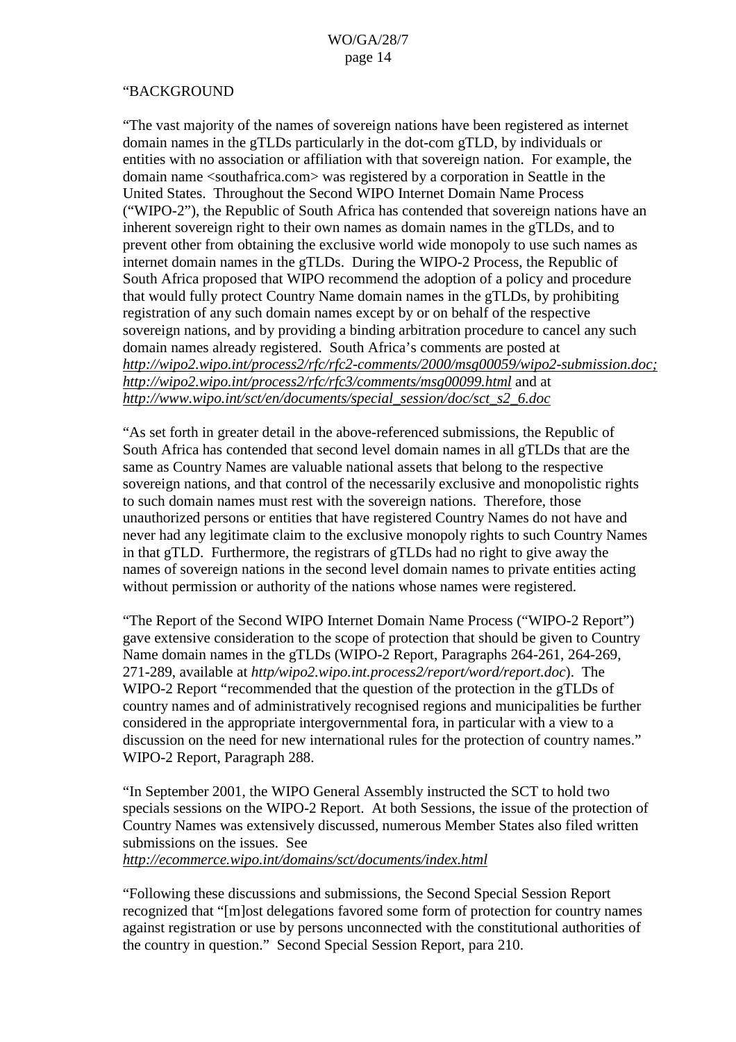"BACKGROUND

"The vast majority of the names of sovereign nations have been registered as internet domain names in the gTLDs particularly in the dot-com gTLD, by individuals or entities with no association or affiliation with that sovereign nation. For example, the domain name <southafrica.com> was registered by a corporation in Seattle in the United States. Throughout the Second WIPO Internet Domain Name Process ("WIPO-2"), the Republic of South Africa has contended that sovereign nations have an inherent sovereign right to their own names as domain names in the gTLDs, and to prevent other from obtaining the exclusive world wide monopoly to use such names as internet domain names in the gTLDs. During the WIPO-2 Process, the Republic of South Africa proposed that WIPO recommend the adoption of a policy and procedure that would fully protect Country Name domain names in the gTLDs, by prohibiting registration of any such domain names except by or on behalf of the respective sovereign nations, and by providing a binding arbitration procedure to cancel any such domain names already registered. South Africa's comments are posted at *http://wipo2.wipo.int/process2/rfc/rfc2-comments/2000/msg00059/wipo2-submission.doc; http://wipo2.wipo.int/process2/rfc/rfc3/comments/msg00099.html* and at *http://www.wipo.int/sct/en/documents/special_session/doc/sct_s2_6.doc*

"As set forth in greater detail in the above-referenced submissions, the Republic of South Africa has contended that second level domain names in all gTLDs that are the same as Country Names are valuable national assets that belong to the respective sovereign nations, and that control of the necessarily exclusive and monopolistic rights to such domain names must rest with the sovereign nations. Therefore, those unauthorized persons or entities that have registered Country Names do not have and never had any legitimate claim to the exclusive monopoly rights to such Country Names in that gTLD. Furthermore, the registrars of gTLDs had no right to give away the names of sovereign nations in the second level domain names to private entities acting without permission or authority of the nations whose names were registered.

"The Report of the Second WIPO Internet Domain Name Process ("WIPO-2 Report") gave extensive consideration to the scope of protection that should be given to Country Name domain names in the gTLDs (WIPO-2 Report, Paragraphs 264-261, 264-269, 271-289, available at *http/wipo2.wipo.int.process2/report/word/report.doc*). The WIPO-2 Report "recommended that the question of the protection in the gTLDs of country names and of administratively recognised regions and municipalities be further considered in the appropriate intergovernmental fora, in particular with a view to a discussion on the need for new international rules for the protection of country names." WIPO-2 Report, Paragraph 288.

"In September 2001, the WIPO General Assembly instructed the SCT to hold two specials sessions on the WIPO-2 Report. At both Sessions, the issue of the protection of Country Names was extensively discussed, numerous Member States also filed written submissions on the issues. See *http://ecommerce.wipo.int/domains/sct/documents/index.html*

"Following these discussions and submissions, the Second Special Session Report recognized that "[m]ost delegations favored some form of protection for country names against registration or use by persons unconnected with the constitutional authorities of the country in question." Second Special Session Report, para 210.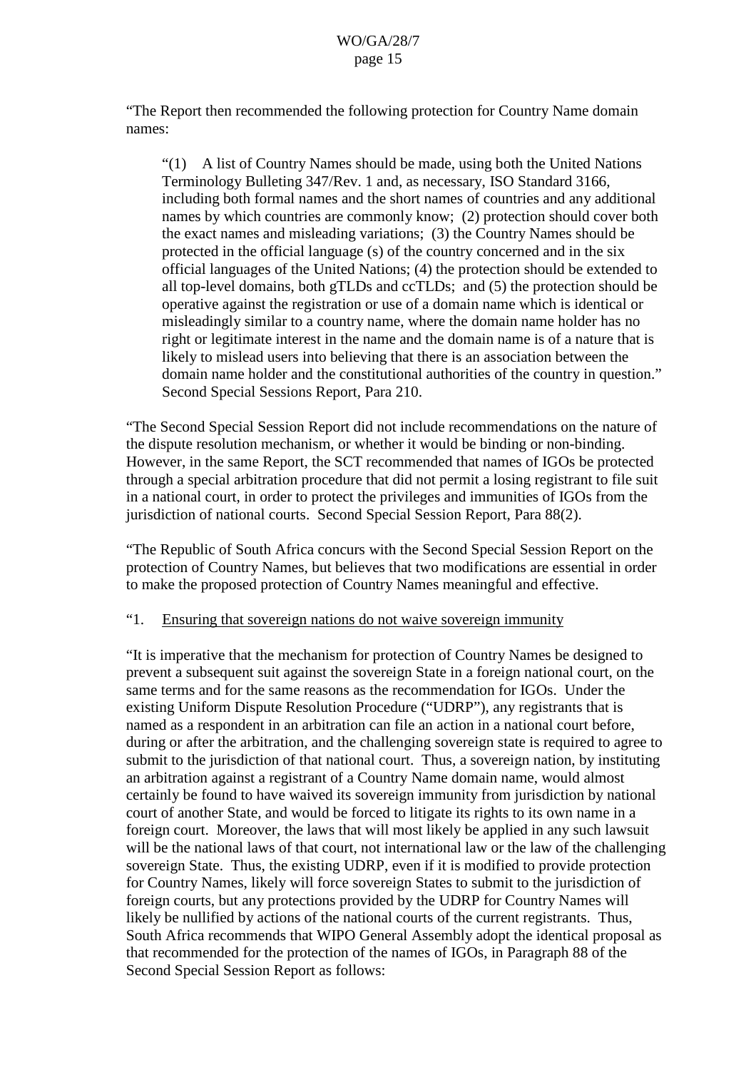"The Report then recommended the following protection for Country Name domain names:

> "(1) A list of Country Names should be made, using both the United Nations Terminology Bulleting 347/Rev. 1 and, as necessary, ISO Standard 3166, including both formal names and the short names of countries and any additional names by which countries are commonly know; (2) protection should cover both the exact names and misleading variations; (3) the Country Names should be protected in the official language (s) of the country concerned and in the six official languages of the United Nations; (4) the protection should be extended to all top-level domains, both gTLDs and ccTLDs; and (5) the protection should be operative against the registration or use of a domain name which is identical or misleadingly similar to a country name, where the domain name holder has no right or legitimate interest in the name and the domain name is of a nature that is likely to mislead users into believing that there is an association between the domain name holder and the constitutional authorities of the country in question." Second Special Sessions Report, Para 210.

"The Second Special Session Report did not include recommendations on the nature of the dispute resolution mechanism, or whether it would be binding or non-binding. However, in the same Report, the SCT recommended that names of IGOs be protected through a special arbitration procedure that did not permit a losing registrant to file suit in a national court, in order to protect the privileges and immunities of IGOs from the jurisdiction of national courts. Second Special Session Report, Para 88(2).

"The Republic of South Africa concurs with the Second Special Session Report on the protection of Country Names, but believes that two modifications are essential in order to make the proposed protection of Country Names meaningful and effective.

"1. Ensuring that sovereign nations do not waive sovereign immunity

"It is imperative that the mechanism for protection of Country Names be designed to prevent a subsequent suit against the sovereign State in a foreign national court, on the same terms and for the same reasons as the recommendation for IGOs. Under the existing Uniform Dispute Resolution Procedure ("UDRP"), any registrants that is named as a respondent in an arbitration can file an action in a national court before, during or after the arbitration, and the challenging sovereign state is required to agree to submit to the jurisdiction of that national court. Thus, a sovereign nation, by instituting an arbitration against a registrant of a Country Name domain name, would almost certainly be found to have waived its sovereign immunity from jurisdiction by national court of another State, and would be forced to litigate its rights to its own name in a foreign court. Moreover, the laws that will most likely be applied in any such lawsuit will be the national laws of that court, not international law or the law of the challenging sovereign State. Thus, the existing UDRP, even if it is modified to provide protection for Country Names, likely will force sovereign States to submit to the jurisdiction of foreign courts, but any protections provided by the UDRP for Country Names will likely be nullified by actions of the national courts of the current registrants. Thus, South Africa recommends that WIPO General Assembly adopt the identical proposal as that recommended for the protection of the names of IGOs, in Paragraph 88 of the Second Special Session Report as follows: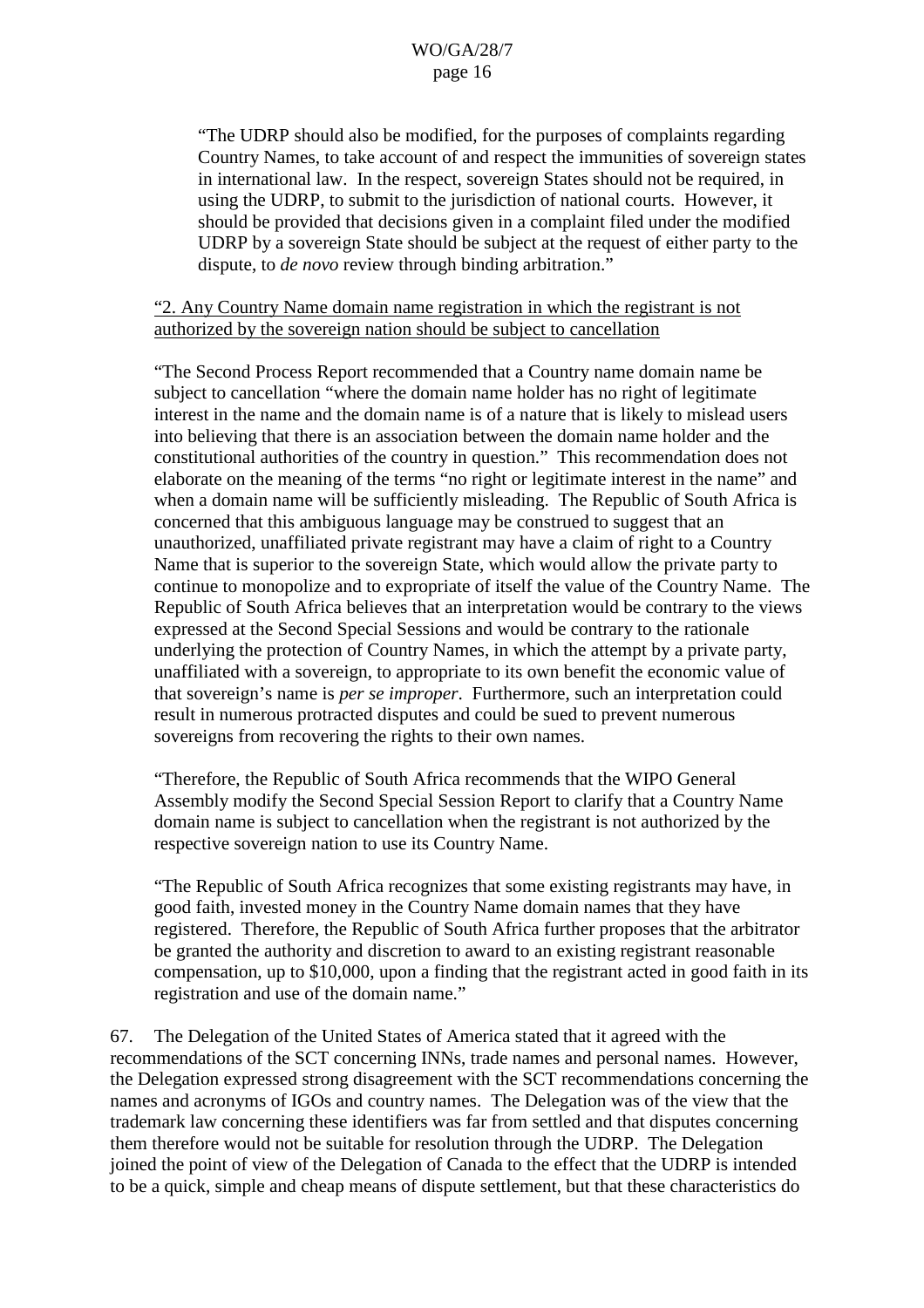> "The UDRP should also be modified, for the purposes of complaints regarding Country Names, to take account of and respect the immunities of sovereign states in international law. In the respect, sovereign States should not be required, in using the UDRP, to submit to the jurisdiction of national courts. However, it should be provided that decisions given in a complaint filed under the modified UDRP by a sovereign State should be subject at the request of either party to the dispute, to *de novo* review through binding arbitration."

> "2. Any Country Name domain name registration in which the registrant is not authorized by the sovereign nation should be subject to cancellation
>
> "The Second Process Report recommended that a Country name domain name be subject to cancellation "where the domain name holder has no right of legitimate interest in the name and the domain name is of a nature that is likely to mislead users into believing that there is an association between the domain name holder and the constitutional authorities of the country in question." This recommendation does not elaborate on the meaning of the terms "no right or legitimate interest in the name" and when a domain name will be sufficiently misleading. The Republic of South Africa is concerned that this ambiguous language may be construed to suggest that an unauthorized, unaffiliated private registrant may have a claim of right to a Country Name that is superior to the sovereign State, which would allow the private party to continue to monopolize and to expropriate of itself the value of the Country Name. The Republic of South Africa believes that an interpretation would be contrary to the views expressed at the Second Special Sessions and would be contrary to the rationale underlying the protection of Country Names, in which the attempt by a private party, unaffiliated with a sovereign, to appropriate to its own benefit the economic value of that sovereign's name is *per se improper*. Furthermore, such an interpretation could result in numerous protracted disputes and could be sued to prevent numerous sovereigns from recovering the rights to their own names.
>
> "Therefore, the Republic of South Africa recommends that the WIPO General Assembly modify the Second Special Session Report to clarify that a Country Name domain name is subject to cancellation when the registrant is not authorized by the respective sovereign nation to use its Country Name.
>
> "The Republic of South Africa recognizes that some existing registrants may have, in good faith, invested money in the Country Name domain names that they have registered. Therefore, the Republic of South Africa further proposes that the arbitrator be granted the authority and discretion to award to an existing registrant reasonable compensation, up to $10,000, upon a finding that the registrant acted in good faith in its registration and use of the domain name."

67. The Delegation of the United States of America stated that it agreed with the recommendations of the SCT concerning INNs, trade names and personal names. However, the Delegation expressed strong disagreement with the SCT recommendations concerning the names and acronyms of IGOs and country names. The Delegation was of the view that the trademark law concerning these identifiers was far from settled and that disputes concerning them therefore would not be suitable for resolution through the UDRP. The Delegation joined the point of view of the Delegation of Canada to the effect that the UDRP is intended to be a quick, simple and cheap means of dispute settlement, but that these characteristics do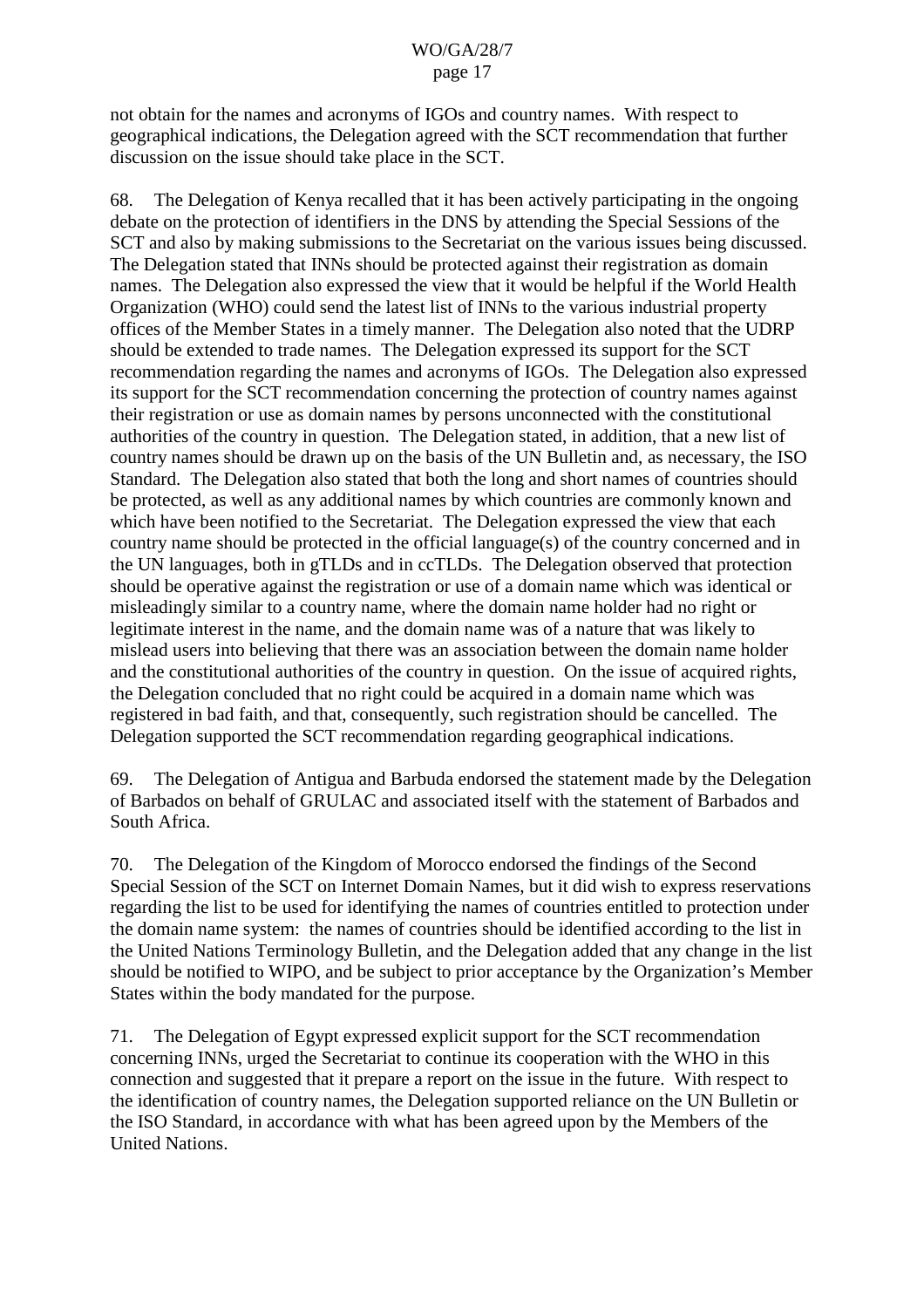not obtain for the names and acronyms of IGOs and country names. With respect to geographical indications, the Delegation agreed with the SCT recommendation that further discussion on the issue should take place in the SCT.

68. The Delegation of Kenya recalled that it has been actively participating in the ongoing debate on the protection of identifiers in the DNS by attending the Special Sessions of the SCT and also by making submissions to the Secretariat on the various issues being discussed. The Delegation stated that INNs should be protected against their registration as domain names. The Delegation also expressed the view that it would be helpful if the World Health Organization (WHO) could send the latest list of INNs to the various industrial property offices of the Member States in a timely manner. The Delegation also noted that the UDRP should be extended to trade names. The Delegation expressed its support for the SCT recommendation regarding the names and acronyms of IGOs. The Delegation also expressed its support for the SCT recommendation concerning the protection of country names against their registration or use as domain names by persons unconnected with the constitutional authorities of the country in question. The Delegation stated, in addition, that a new list of country names should be drawn up on the basis of the UN Bulletin and, as necessary, the ISO Standard. The Delegation also stated that both the long and short names of countries should be protected, as well as any additional names by which countries are commonly known and which have been notified to the Secretariat. The Delegation expressed the view that each country name should be protected in the official language(s) of the country concerned and in the UN languages, both in gTLDs and in ccTLDs. The Delegation observed that protection should be operative against the registration or use of a domain name which was identical or misleadingly similar to a country name, where the domain name holder had no right or legitimate interest in the name, and the domain name was of a nature that was likely to mislead users into believing that there was an association between the domain name holder and the constitutional authorities of the country in question. On the issue of acquired rights, the Delegation concluded that no right could be acquired in a domain name which was registered in bad faith, and that, consequently, such registration should be cancelled. The Delegation supported the SCT recommendation regarding geographical indications.

69. The Delegation of Antigua and Barbuda endorsed the statement made by the Delegation of Barbados on behalf of GRULAC and associated itself with the statement of Barbados and South Africa.

70. The Delegation of the Kingdom of Morocco endorsed the findings of the Second Special Session of the SCT on Internet Domain Names, but it did wish to express reservations regarding the list to be used for identifying the names of countries entitled to protection under the domain name system: the names of countries should be identified according to the list in the United Nations Terminology Bulletin, and the Delegation added that any change in the list should be notified to WIPO, and be subject to prior acceptance by the Organization's Member States within the body mandated for the purpose.

71. The Delegation of Egypt expressed explicit support for the SCT recommendation concerning INNs, urged the Secretariat to continue its cooperation with the WHO in this connection and suggested that it prepare a report on the issue in the future. With respect to the identification of country names, the Delegation supported reliance on the UN Bulletin or the ISO Standard, in accordance with what has been agreed upon by the Members of the United Nations.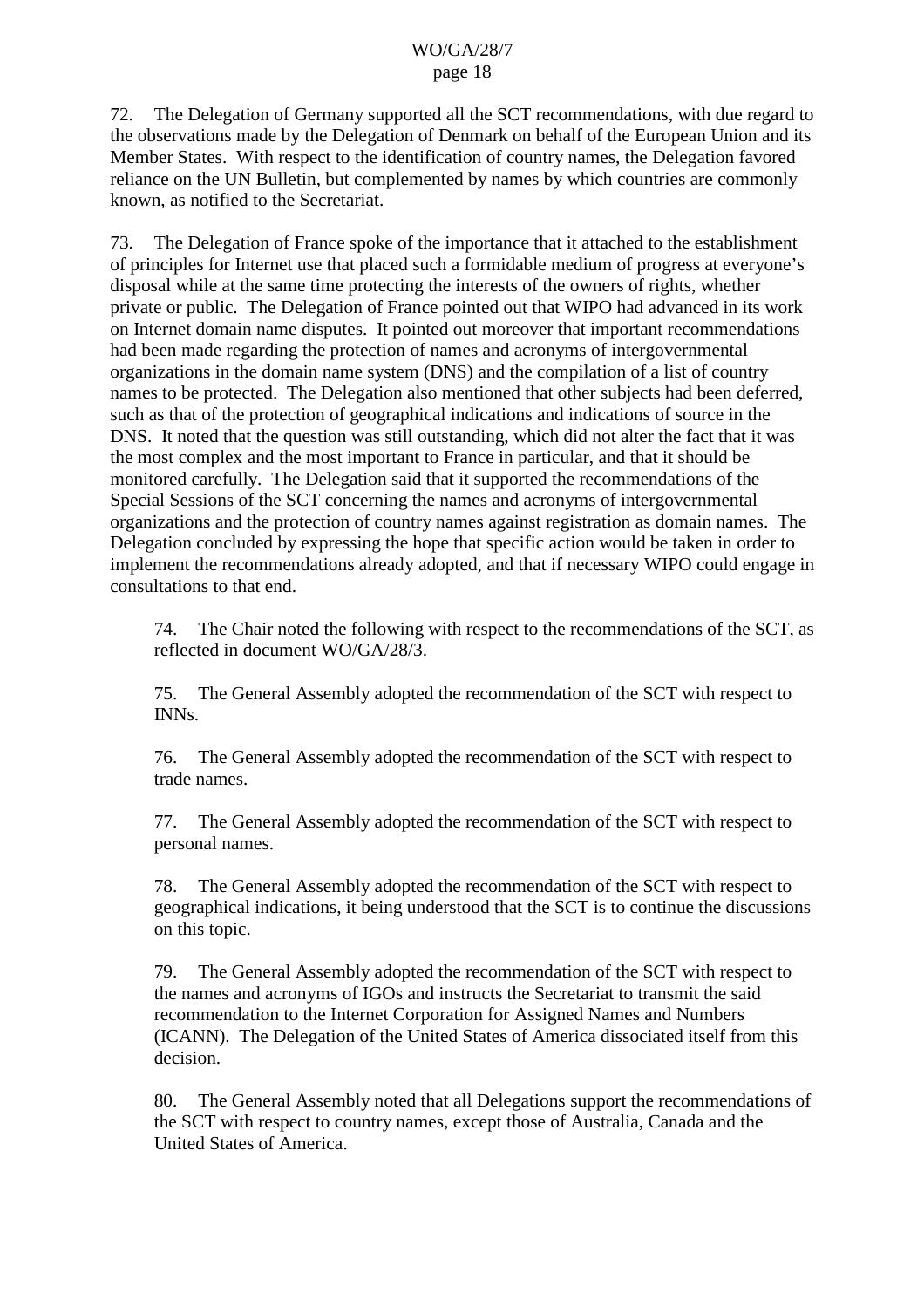72. The Delegation of Germany supported all the SCT recommendations, with due regard to the observations made by the Delegation of Denmark on behalf of the European Union and its Member States. With respect to the identification of country names, the Delegation favored reliance on the UN Bulletin, but complemented by names by which countries are commonly known, as notified to the Secretariat.

73. The Delegation of France spoke of the importance that it attached to the establishment of principles for Internet use that placed such a formidable medium of progress at everyone's disposal while at the same time protecting the interests of the owners of rights, whether private or public. The Delegation of France pointed out that WIPO had advanced in its work on Internet domain name disputes. It pointed out moreover that important recommendations had been made regarding the protection of names and acronyms of intergovernmental organizations in the domain name system (DNS) and the compilation of a list of country names to be protected. The Delegation also mentioned that other subjects had been deferred, such as that of the protection of geographical indications and indications of source in the DNS. It noted that the question was still outstanding, which did not alter the fact that it was the most complex and the most important to France in particular, and that it should be monitored carefully. The Delegation said that it supported the recommendations of the Special Sessions of the SCT concerning the names and acronyms of intergovernmental organizations and the protection of country names against registration as domain names. The Delegation concluded by expressing the hope that specific action would be taken in order to implement the recommendations already adopted, and that if necessary WIPO could engage in consultations to that end.

> 74. The Chair noted the following with respect to the recommendations of the SCT, as reflected in document WO/GA/28/3.
>
> 75. The General Assembly adopted the recommendation of the SCT with respect to INNs.
>
> 76. The General Assembly adopted the recommendation of the SCT with respect to trade names.
>
> 77. The General Assembly adopted the recommendation of the SCT with respect to personal names.
>
> 78. The General Assembly adopted the recommendation of the SCT with respect to geographical indications, it being understood that the SCT is to continue the discussions on this topic.
>
> 79. The General Assembly adopted the recommendation of the SCT with respect to the names and acronyms of IGOs and instructs the Secretariat to transmit the said recommendation to the Internet Corporation for Assigned Names and Numbers (ICANN). The Delegation of the United States of America dissociated itself from this decision.
>
> 80. The General Assembly noted that all Delegations support the recommendations of the SCT with respect to country names, except those of Australia, Canada and the United States of America.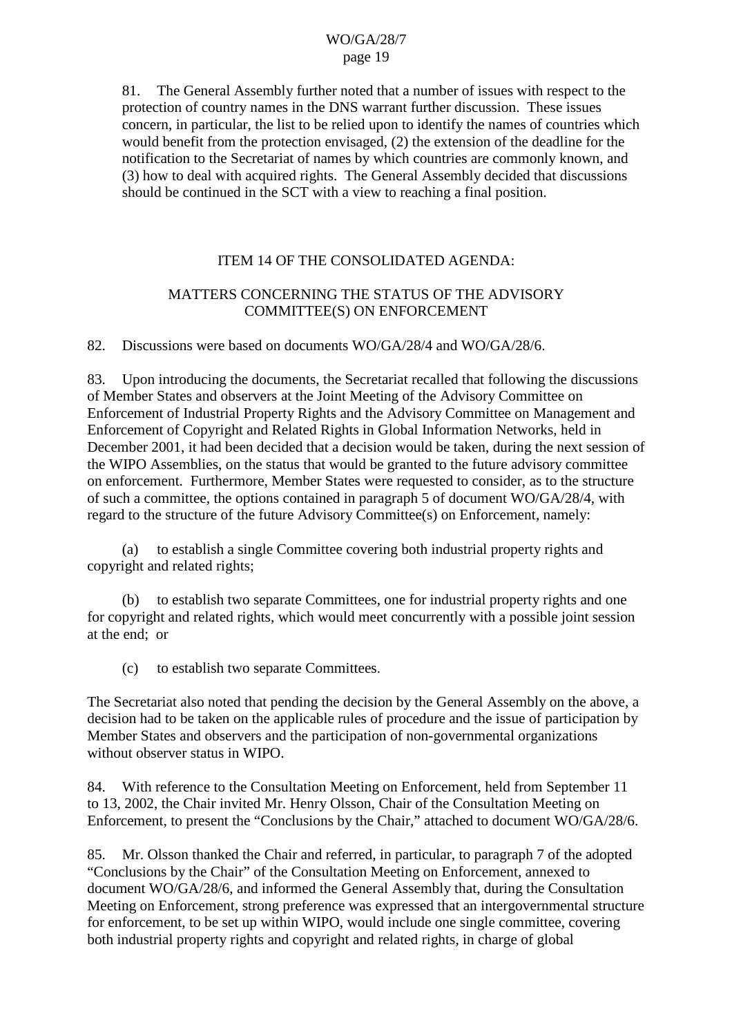81. The General Assembly further noted that a number of issues with respect to the protection of country names in the DNS warrant further discussion. These issues concern, in particular, the list to be relied upon to identify the names of countries which would benefit from the protection envisaged, (2) the extension of the deadline for the notification to the Secretariat of names by which countries are commonly known, and (3) how to deal with acquired rights. The General Assembly decided that discussions should be continued in the SCT with a view to reaching a final position.

## ITEM 14 OF THE CONSOLIDATED AGENDA:

## MATTERS CONCERNING THE STATUS OF THE ADVISORY COMMITTEE(S) ON ENFORCEMENT

82. Discussions were based on documents WO/GA/28/4 and WO/GA/28/6.

83. Upon introducing the documents, the Secretariat recalled that following the discussions of Member States and observers at the Joint Meeting of the Advisory Committee on Enforcement of Industrial Property Rights and the Advisory Committee on Management and Enforcement of Copyright and Related Rights in Global Information Networks, held in December 2001, it had been decided that a decision would be taken, during the next session of the WIPO Assemblies, on the status that would be granted to the future advisory committee on enforcement. Furthermore, Member States were requested to consider, as to the structure of such a committee, the options contained in paragraph 5 of document WO/GA/28/4, with regard to the structure of the future Advisory Committee(s) on Enforcement, namely:

(a) to establish a single Committee covering both industrial property rights and copyright and related rights;

(b) to establish two separate Committees, one for industrial property rights and one for copyright and related rights, which would meet concurrently with a possible joint session at the end; or

(c) to establish two separate Committees.

The Secretariat also noted that pending the decision by the General Assembly on the above, a decision had to be taken on the applicable rules of procedure and the issue of participation by Member States and observers and the participation of non-governmental organizations without observer status in WIPO.

84. With reference to the Consultation Meeting on Enforcement, held from September 11 to 13, 2002, the Chair invited Mr. Henry Olsson, Chair of the Consultation Meeting on Enforcement, to present the "Conclusions by the Chair," attached to document WO/GA/28/6.

85. Mr. Olsson thanked the Chair and referred, in particular, to paragraph 7 of the adopted "Conclusions by the Chair" of the Consultation Meeting on Enforcement, annexed to document WO/GA/28/6, and informed the General Assembly that, during the Consultation Meeting on Enforcement, strong preference was expressed that an intergovernmental structure for enforcement, to be set up within WIPO, would include one single committee, covering both industrial property rights and copyright and related rights, in charge of global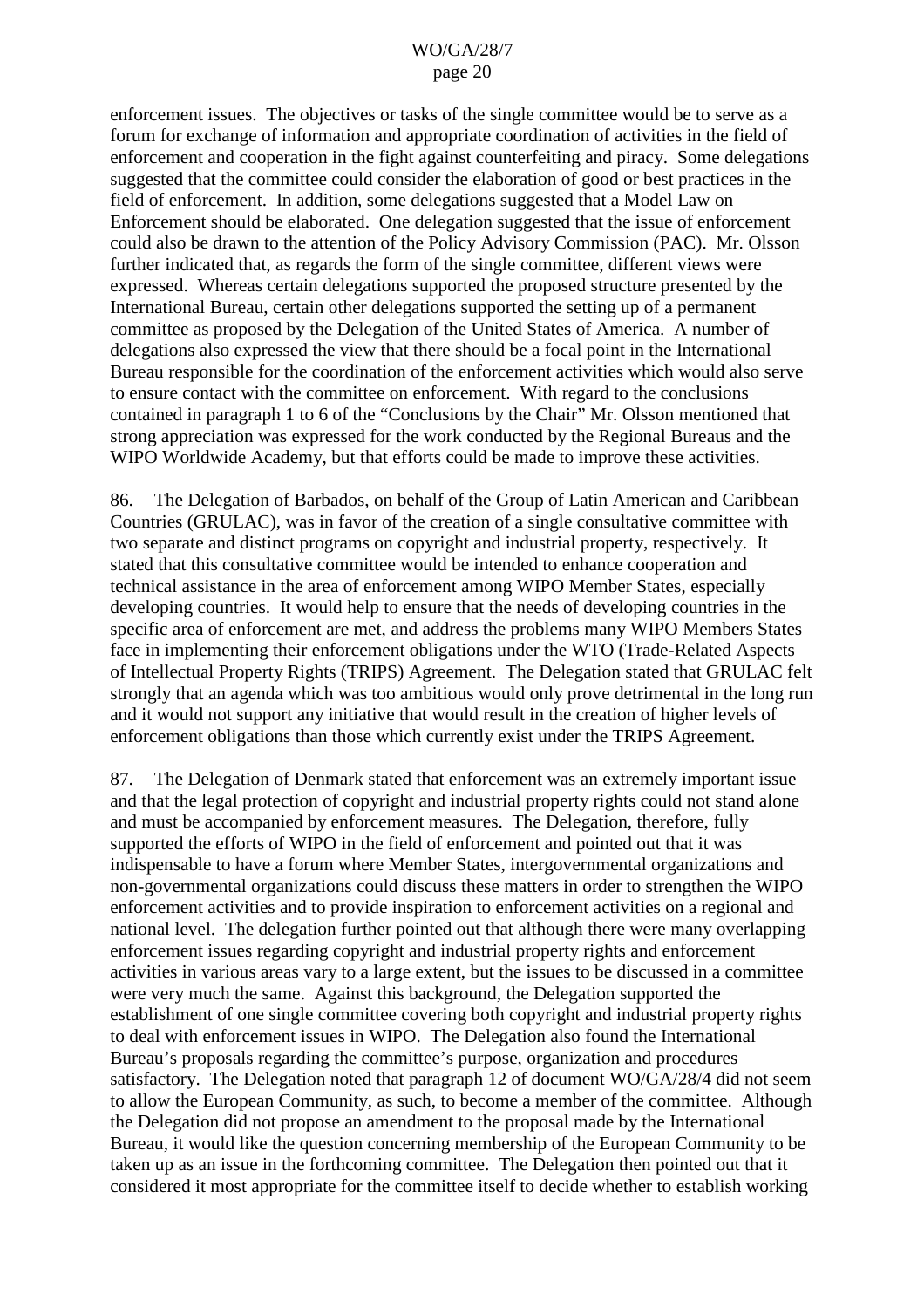enforcement issues. The objectives or tasks of the single committee would be to serve as a forum for exchange of information and appropriate coordination of activities in the field of enforcement and cooperation in the fight against counterfeiting and piracy. Some delegations suggested that the committee could consider the elaboration of good or best practices in the field of enforcement. In addition, some delegations suggested that a Model Law on Enforcement should be elaborated. One delegation suggested that the issue of enforcement could also be drawn to the attention of the Policy Advisory Commission (PAC). Mr. Olsson further indicated that, as regards the form of the single committee, different views were expressed. Whereas certain delegations supported the proposed structure presented by the International Bureau, certain other delegations supported the setting up of a permanent committee as proposed by the Delegation of the United States of America. A number of delegations also expressed the view that there should be a focal point in the International Bureau responsible for the coordination of the enforcement activities which would also serve to ensure contact with the committee on enforcement. With regard to the conclusions contained in paragraph 1 to 6 of the "Conclusions by the Chair" Mr. Olsson mentioned that strong appreciation was expressed for the work conducted by the Regional Bureaus and the WIPO Worldwide Academy, but that efforts could be made to improve these activities.

86. The Delegation of Barbados, on behalf of the Group of Latin American and Caribbean Countries (GRULAC), was in favor of the creation of a single consultative committee with two separate and distinct programs on copyright and industrial property, respectively. It stated that this consultative committee would be intended to enhance cooperation and technical assistance in the area of enforcement among WIPO Member States, especially developing countries. It would help to ensure that the needs of developing countries in the specific area of enforcement are met, and address the problems many WIPO Members States face in implementing their enforcement obligations under the WTO (Trade-Related Aspects of Intellectual Property Rights (TRIPS) Agreement. The Delegation stated that GRULAC felt strongly that an agenda which was too ambitious would only prove detrimental in the long run and it would not support any initiative that would result in the creation of higher levels of enforcement obligations than those which currently exist under the TRIPS Agreement.

87. The Delegation of Denmark stated that enforcement was an extremely important issue and that the legal protection of copyright and industrial property rights could not stand alone and must be accompanied by enforcement measures. The Delegation, therefore, fully supported the efforts of WIPO in the field of enforcement and pointed out that it was indispensable to have a forum where Member States, intergovernmental organizations and non-governmental organizations could discuss these matters in order to strengthen the WIPO enforcement activities and to provide inspiration to enforcement activities on a regional and national level. The delegation further pointed out that although there were many overlapping enforcement issues regarding copyright and industrial property rights and enforcement activities in various areas vary to a large extent, but the issues to be discussed in a committee were very much the same. Against this background, the Delegation supported the establishment of one single committee covering both copyright and industrial property rights to deal with enforcement issues in WIPO. The Delegation also found the International Bureau's proposals regarding the committee's purpose, organization and procedures satisfactory. The Delegation noted that paragraph 12 of document WO/GA/28/4 did not seem to allow the European Community, as such, to become a member of the committee. Although the Delegation did not propose an amendment to the proposal made by the International Bureau, it would like the question concerning membership of the European Community to be taken up as an issue in the forthcoming committee. The Delegation then pointed out that it considered it most appropriate for the committee itself to decide whether to establish working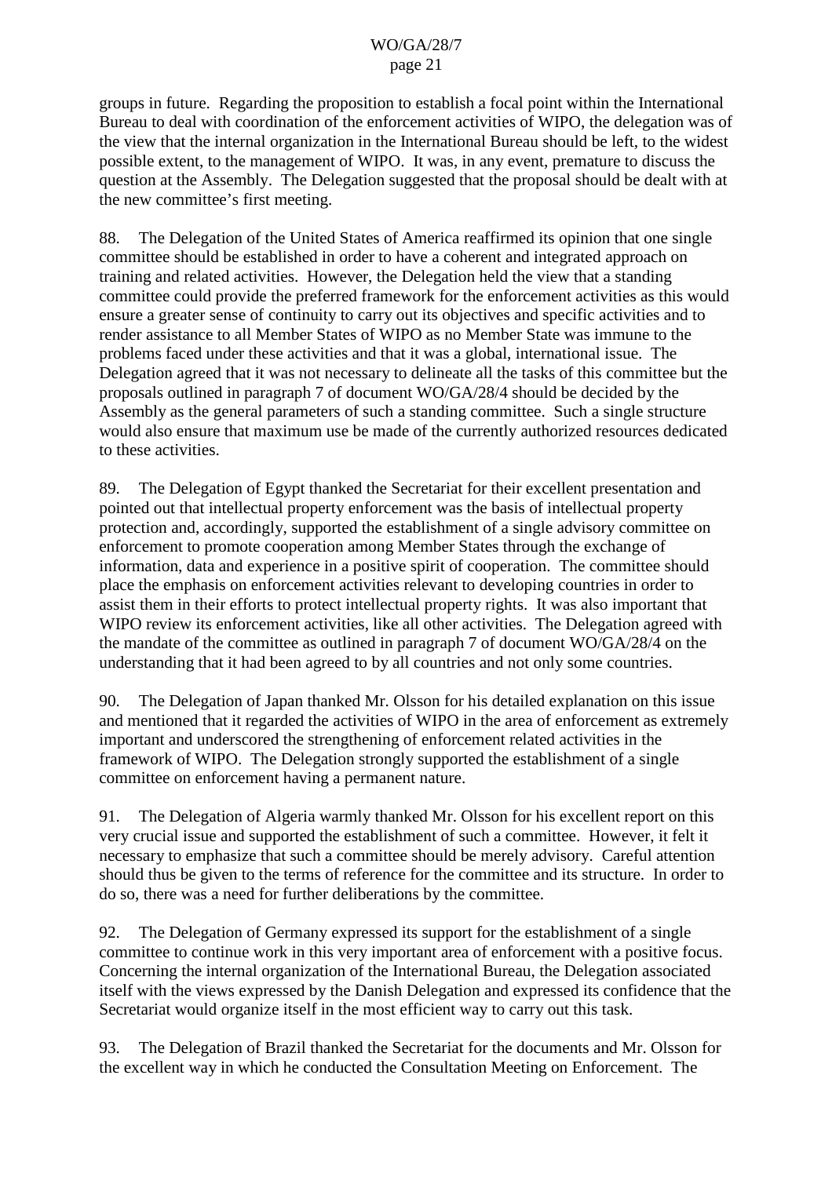groups in future. Regarding the proposition to establish a focal point within the International Bureau to deal with coordination of the enforcement activities of WIPO, the delegation was of the view that the internal organization in the International Bureau should be left, to the widest possible extent, to the management of WIPO. It was, in any event, premature to discuss the question at the Assembly. The Delegation suggested that the proposal should be dealt with at the new committee's first meeting.

88. The Delegation of the United States of America reaffirmed its opinion that one single committee should be established in order to have a coherent and integrated approach on training and related activities. However, the Delegation held the view that a standing committee could provide the preferred framework for the enforcement activities as this would ensure a greater sense of continuity to carry out its objectives and specific activities and to render assistance to all Member States of WIPO as no Member State was immune to the problems faced under these activities and that it was a global, international issue. The Delegation agreed that it was not necessary to delineate all the tasks of this committee but the proposals outlined in paragraph 7 of document WO/GA/28/4 should be decided by the Assembly as the general parameters of such a standing committee. Such a single structure would also ensure that maximum use be made of the currently authorized resources dedicated to these activities.

89. The Delegation of Egypt thanked the Secretariat for their excellent presentation and pointed out that intellectual property enforcement was the basis of intellectual property protection and, accordingly, supported the establishment of a single advisory committee on enforcement to promote cooperation among Member States through the exchange of information, data and experience in a positive spirit of cooperation. The committee should place the emphasis on enforcement activities relevant to developing countries in order to assist them in their efforts to protect intellectual property rights. It was also important that WIPO review its enforcement activities, like all other activities. The Delegation agreed with the mandate of the committee as outlined in paragraph 7 of document WO/GA/28/4 on the understanding that it had been agreed to by all countries and not only some countries.

90. The Delegation of Japan thanked Mr. Olsson for his detailed explanation on this issue and mentioned that it regarded the activities of WIPO in the area of enforcement as extremely important and underscored the strengthening of enforcement related activities in the framework of WIPO. The Delegation strongly supported the establishment of a single committee on enforcement having a permanent nature.

91. The Delegation of Algeria warmly thanked Mr. Olsson for his excellent report on this very crucial issue and supported the establishment of such a committee. However, it felt it necessary to emphasize that such a committee should be merely advisory. Careful attention should thus be given to the terms of reference for the committee and its structure. In order to do so, there was a need for further deliberations by the committee.

92. The Delegation of Germany expressed its support for the establishment of a single committee to continue work in this very important area of enforcement with a positive focus. Concerning the internal organization of the International Bureau, the Delegation associated itself with the views expressed by the Danish Delegation and expressed its confidence that the Secretariat would organize itself in the most efficient way to carry out this task.

93. The Delegation of Brazil thanked the Secretariat for the documents and Mr. Olsson for the excellent way in which he conducted the Consultation Meeting on Enforcement. The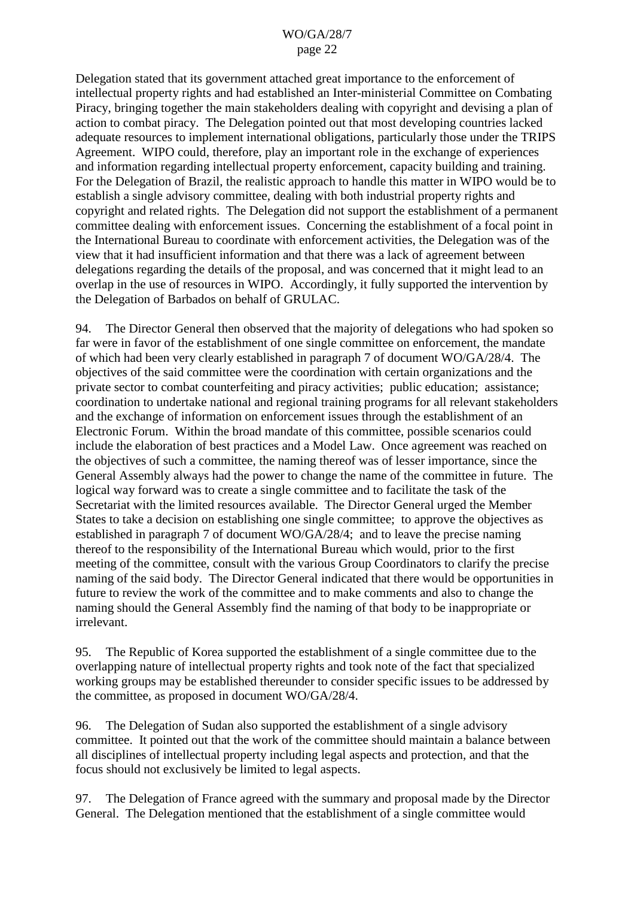Delegation stated that its government attached great importance to the enforcement of intellectual property rights and had established an Inter-ministerial Committee on Combating Piracy, bringing together the main stakeholders dealing with copyright and devising a plan of action to combat piracy. The Delegation pointed out that most developing countries lacked adequate resources to implement international obligations, particularly those under the TRIPS Agreement. WIPO could, therefore, play an important role in the exchange of experiences and information regarding intellectual property enforcement, capacity building and training. For the Delegation of Brazil, the realistic approach to handle this matter in WIPO would be to establish a single advisory committee, dealing with both industrial property rights and copyright and related rights. The Delegation did not support the establishment of a permanent committee dealing with enforcement issues. Concerning the establishment of a focal point in the International Bureau to coordinate with enforcement activities, the Delegation was of the view that it had insufficient information and that there was a lack of agreement between delegations regarding the details of the proposal, and was concerned that it might lead to an overlap in the use of resources in WIPO. Accordingly, it fully supported the intervention by the Delegation of Barbados on behalf of GRULAC.

94. The Director General then observed that the majority of delegations who had spoken so far were in favor of the establishment of one single committee on enforcement, the mandate of which had been very clearly established in paragraph 7 of document WO/GA/28/4. The objectives of the said committee were the coordination with certain organizations and the private sector to combat counterfeiting and piracy activities; public education; assistance; coordination to undertake national and regional training programs for all relevant stakeholders and the exchange of information on enforcement issues through the establishment of an Electronic Forum. Within the broad mandate of this committee, possible scenarios could include the elaboration of best practices and a Model Law. Once agreement was reached on the objectives of such a committee, the naming thereof was of lesser importance, since the General Assembly always had the power to change the name of the committee in future. The logical way forward was to create a single committee and to facilitate the task of the Secretariat with the limited resources available. The Director General urged the Member States to take a decision on establishing one single committee; to approve the objectives as established in paragraph 7 of document WO/GA/28/4; and to leave the precise naming thereof to the responsibility of the International Bureau which would, prior to the first meeting of the committee, consult with the various Group Coordinators to clarify the precise naming of the said body. The Director General indicated that there would be opportunities in future to review the work of the committee and to make comments and also to change the naming should the General Assembly find the naming of that body to be inappropriate or irrelevant.

95. The Republic of Korea supported the establishment of a single committee due to the overlapping nature of intellectual property rights and took note of the fact that specialized working groups may be established thereunder to consider specific issues to be addressed by the committee, as proposed in document WO/GA/28/4.

96. The Delegation of Sudan also supported the establishment of a single advisory committee. It pointed out that the work of the committee should maintain a balance between all disciplines of intellectual property including legal aspects and protection, and that the focus should not exclusively be limited to legal aspects.

97. The Delegation of France agreed with the summary and proposal made by the Director General. The Delegation mentioned that the establishment of a single committee would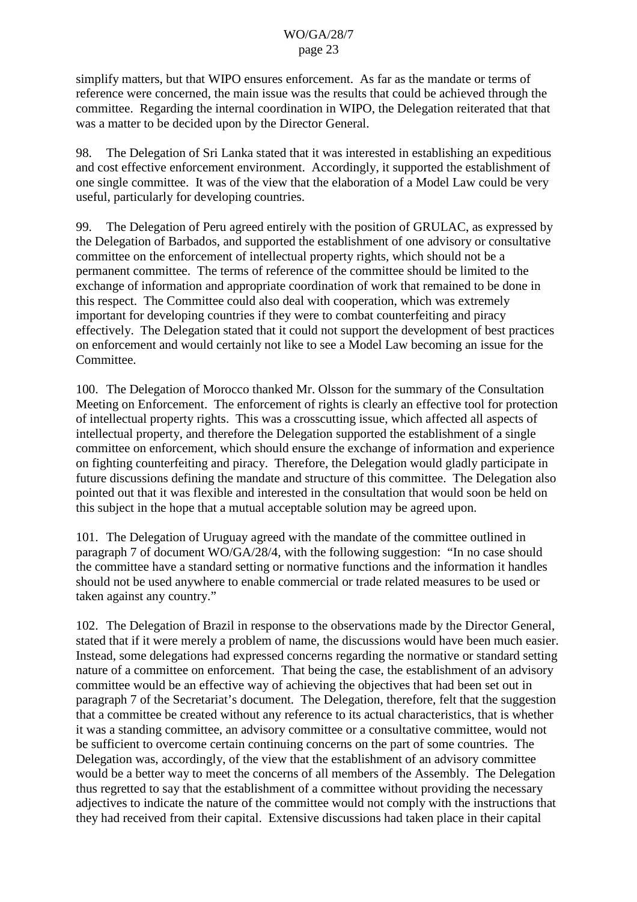simplify matters, but that WIPO ensures enforcement. As far as the mandate or terms of reference were concerned, the main issue was the results that could be achieved through the committee. Regarding the internal coordination in WIPO, the Delegation reiterated that that was a matter to be decided upon by the Director General.

98. The Delegation of Sri Lanka stated that it was interested in establishing an expeditious and cost effective enforcement environment. Accordingly, it supported the establishment of one single committee. It was of the view that the elaboration of a Model Law could be very useful, particularly for developing countries.

99. The Delegation of Peru agreed entirely with the position of GRULAC, as expressed by the Delegation of Barbados, and supported the establishment of one advisory or consultative committee on the enforcement of intellectual property rights, which should not be a permanent committee. The terms of reference of the committee should be limited to the exchange of information and appropriate coordination of work that remained to be done in this respect. The Committee could also deal with cooperation, which was extremely important for developing countries if they were to combat counterfeiting and piracy effectively. The Delegation stated that it could not support the development of best practices on enforcement and would certainly not like to see a Model Law becoming an issue for the Committee.

100. The Delegation of Morocco thanked Mr. Olsson for the summary of the Consultation Meeting on Enforcement. The enforcement of rights is clearly an effective tool for protection of intellectual property rights. This was a crosscutting issue, which affected all aspects of intellectual property, and therefore the Delegation supported the establishment of a single committee on enforcement, which should ensure the exchange of information and experience on fighting counterfeiting and piracy. Therefore, the Delegation would gladly participate in future discussions defining the mandate and structure of this committee. The Delegation also pointed out that it was flexible and interested in the consultation that would soon be held on this subject in the hope that a mutual acceptable solution may be agreed upon.

101. The Delegation of Uruguay agreed with the mandate of the committee outlined in paragraph 7 of document WO/GA/28/4, with the following suggestion: "In no case should the committee have a standard setting or normative functions and the information it handles should not be used anywhere to enable commercial or trade related measures to be used or taken against any country."

102. The Delegation of Brazil in response to the observations made by the Director General, stated that if it were merely a problem of name, the discussions would have been much easier. Instead, some delegations had expressed concerns regarding the normative or standard setting nature of a committee on enforcement. That being the case, the establishment of an advisory committee would be an effective way of achieving the objectives that had been set out in paragraph 7 of the Secretariat's document. The Delegation, therefore, felt that the suggestion that a committee be created without any reference to its actual characteristics, that is whether it was a standing committee, an advisory committee or a consultative committee, would not be sufficient to overcome certain continuing concerns on the part of some countries. The Delegation was, accordingly, of the view that the establishment of an advisory committee would be a better way to meet the concerns of all members of the Assembly. The Delegation thus regretted to say that the establishment of a committee without providing the necessary adjectives to indicate the nature of the committee would not comply with the instructions that they had received from their capital. Extensive discussions had taken place in their capital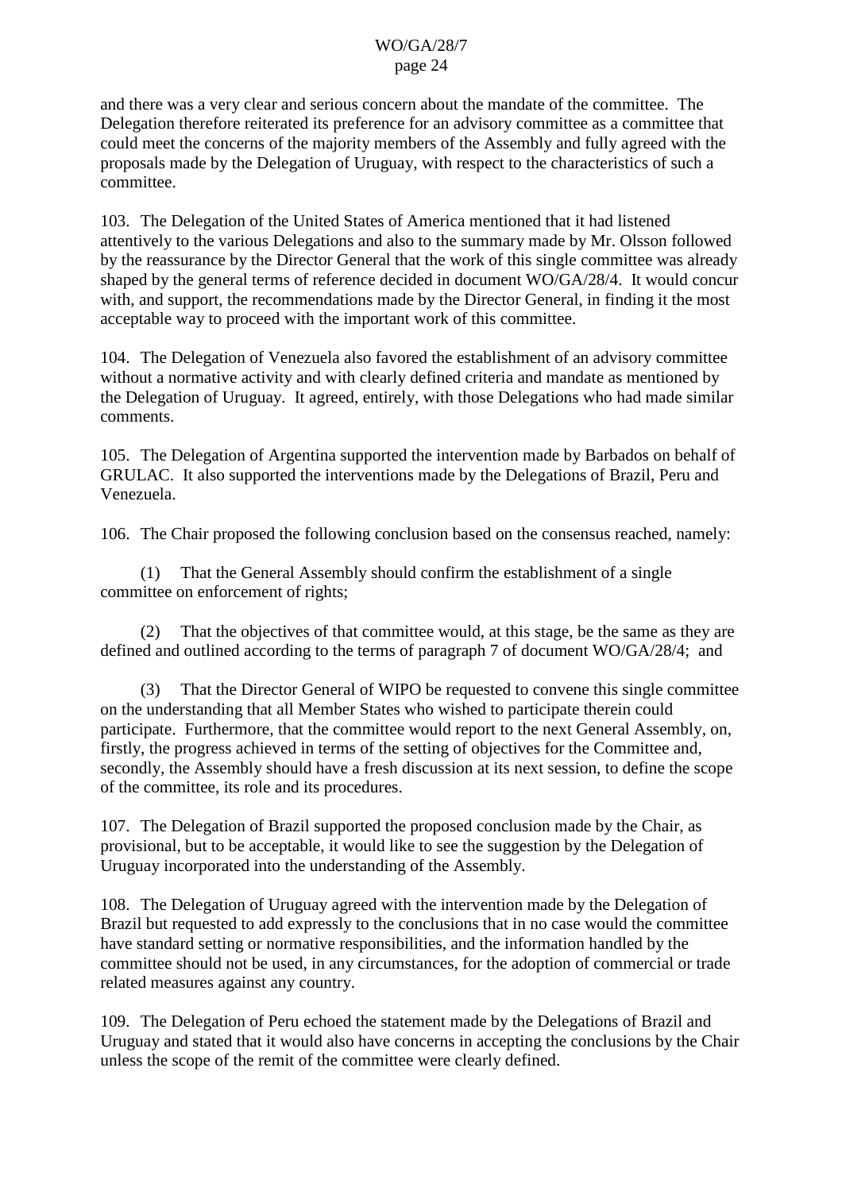and there was a very clear and serious concern about the mandate of the committee. The Delegation therefore reiterated its preference for an advisory committee as a committee that could meet the concerns of the majority members of the Assembly and fully agreed with the proposals made by the Delegation of Uruguay, with respect to the characteristics of such a committee.

103. The Delegation of the United States of America mentioned that it had listened attentively to the various Delegations and also to the summary made by Mr. Olsson followed by the reassurance by the Director General that the work of this single committee was already shaped by the general terms of reference decided in document WO/GA/28/4. It would concur with, and support, the recommendations made by the Director General, in finding it the most acceptable way to proceed with the important work of this committee.

104. The Delegation of Venezuela also favored the establishment of an advisory committee without a normative activity and with clearly defined criteria and mandate as mentioned by the Delegation of Uruguay. It agreed, entirely, with those Delegations who had made similar comments.

105. The Delegation of Argentina supported the intervention made by Barbados on behalf of GRULAC. It also supported the interventions made by the Delegations of Brazil, Peru and Venezuela.

106. The Chair proposed the following conclusion based on the consensus reached, namely:

(1) That the General Assembly should confirm the establishment of a single committee on enforcement of rights;

(2) That the objectives of that committee would, at this stage, be the same as they are defined and outlined according to the terms of paragraph 7 of document WO/GA/28/4; and

(3) That the Director General of WIPO be requested to convene this single committee on the understanding that all Member States who wished to participate therein could participate. Furthermore, that the committee would report to the next General Assembly, on, firstly, the progress achieved in terms of the setting of objectives for the Committee and, secondly, the Assembly should have a fresh discussion at its next session, to define the scope of the committee, its role and its procedures.

107. The Delegation of Brazil supported the proposed conclusion made by the Chair, as provisional, but to be acceptable, it would like to see the suggestion by the Delegation of Uruguay incorporated into the understanding of the Assembly.

108. The Delegation of Uruguay agreed with the intervention made by the Delegation of Brazil but requested to add expressly to the conclusions that in no case would the committee have standard setting or normative responsibilities, and the information handled by the committee should not be used, in any circumstances, for the adoption of commercial or trade related measures against any country.

109. The Delegation of Peru echoed the statement made by the Delegations of Brazil and Uruguay and stated that it would also have concerns in accepting the conclusions by the Chair unless the scope of the remit of the committee were clearly defined.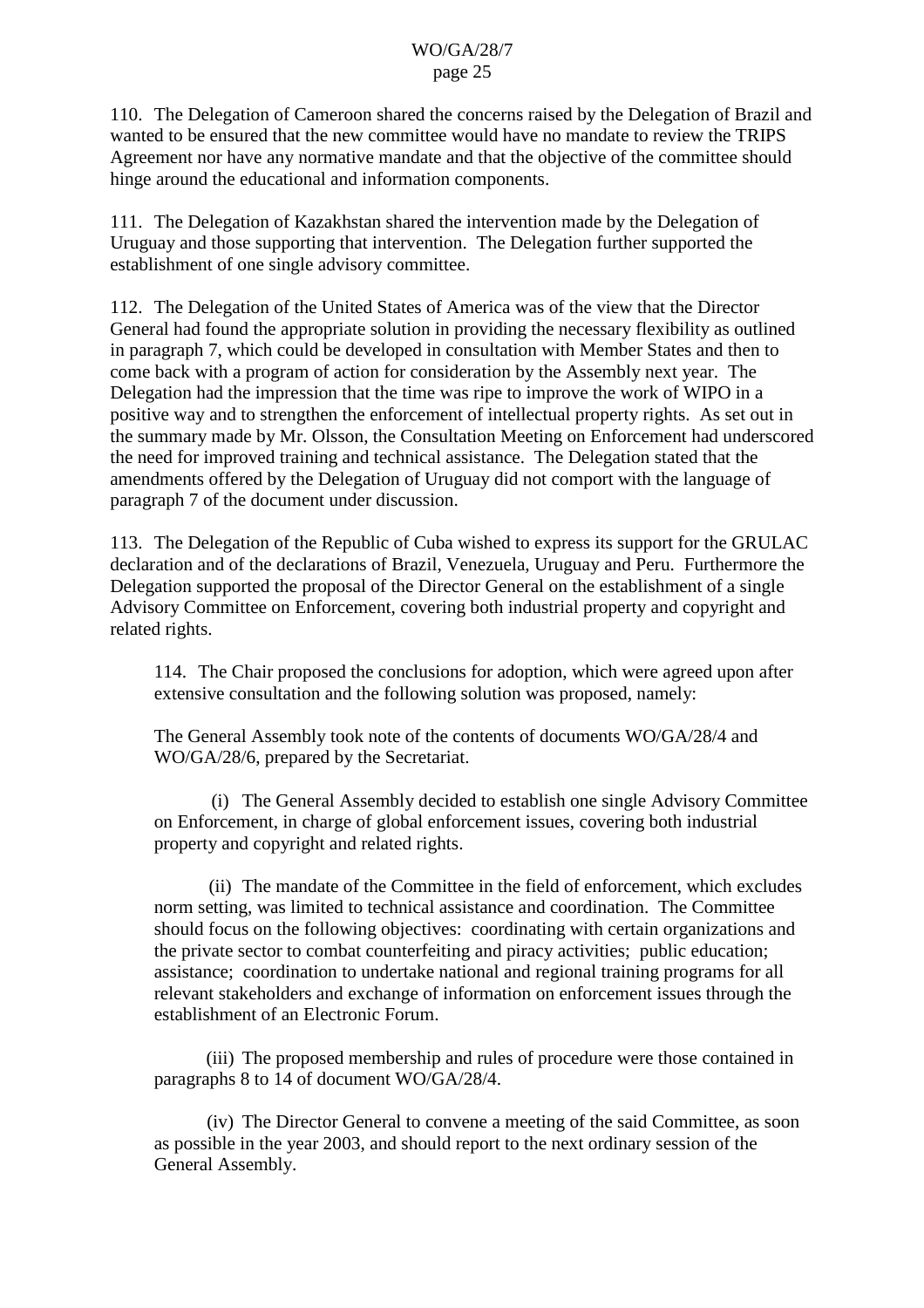110. The Delegation of Cameroon shared the concerns raised by the Delegation of Brazil and wanted to be ensured that the new committee would have no mandate to review the TRIPS Agreement nor have any normative mandate and that the objective of the committee should hinge around the educational and information components.

111. The Delegation of Kazakhstan shared the intervention made by the Delegation of Uruguay and those supporting that intervention. The Delegation further supported the establishment of one single advisory committee.

112. The Delegation of the United States of America was of the view that the Director General had found the appropriate solution in providing the necessary flexibility as outlined in paragraph 7, which could be developed in consultation with Member States and then to come back with a program of action for consideration by the Assembly next year. The Delegation had the impression that the time was ripe to improve the work of WIPO in a positive way and to strengthen the enforcement of intellectual property rights. As set out in the summary made by Mr. Olsson, the Consultation Meeting on Enforcement had underscored the need for improved training and technical assistance. The Delegation stated that the amendments offered by the Delegation of Uruguay did not comport with the language of paragraph 7 of the document under discussion.

113. The Delegation of the Republic of Cuba wished to express its support for the GRULAC declaration and of the declarations of Brazil, Venezuela, Uruguay and Peru. Furthermore the Delegation supported the proposal of the Director General on the establishment of a single Advisory Committee on Enforcement, covering both industrial property and copyright and related rights.

> 114. The Chair proposed the conclusions for adoption, which were agreed upon after extensive consultation and the following solution was proposed, namely:
>
> The General Assembly took note of the contents of documents WO/GA/28/4 and WO/GA/28/6, prepared by the Secretariat.
>
> (i) The General Assembly decided to establish one single Advisory Committee on Enforcement, in charge of global enforcement issues, covering both industrial property and copyright and related rights.
>
> (ii) The mandate of the Committee in the field of enforcement, which excludes norm setting, was limited to technical assistance and coordination. The Committee should focus on the following objectives: coordinating with certain organizations and the private sector to combat counterfeiting and piracy activities; public education; assistance; coordination to undertake national and regional training programs for all relevant stakeholders and exchange of information on enforcement issues through the establishment of an Electronic Forum.
>
> (iii) The proposed membership and rules of procedure were those contained in paragraphs 8 to 14 of document WO/GA/28/4.
>
> (iv) The Director General to convene a meeting of the said Committee, as soon as possible in the year 2003, and should report to the next ordinary session of the General Assembly.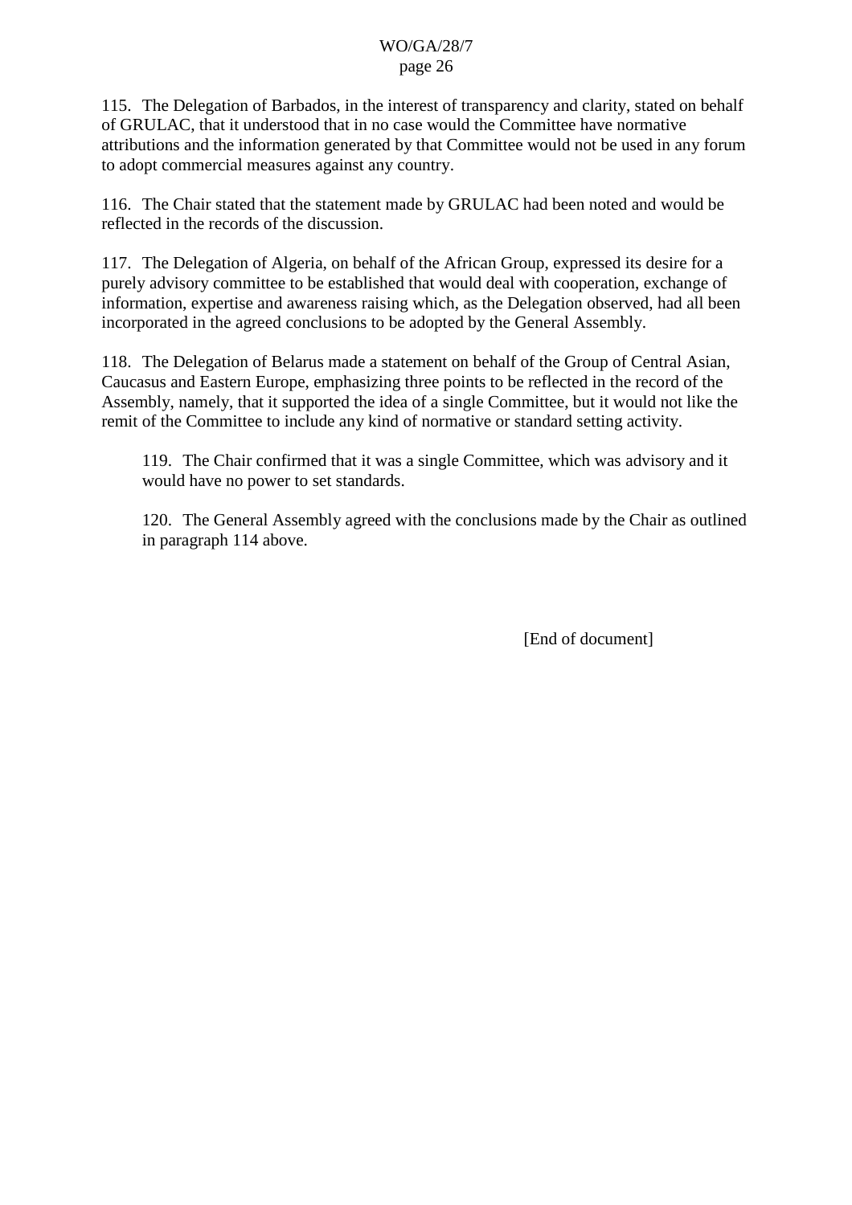115. The Delegation of Barbados, in the interest of transparency and clarity, stated on behalf of GRULAC, that it understood that in no case would the Committee have normative attributions and the information generated by that Committee would not be used in any forum to adopt commercial measures against any country.

116. The Chair stated that the statement made by GRULAC had been noted and would be reflected in the records of the discussion.

117. The Delegation of Algeria, on behalf of the African Group, expressed its desire for a purely advisory committee to be established that would deal with cooperation, exchange of information, expertise and awareness raising which, as the Delegation observed, had all been incorporated in the agreed conclusions to be adopted by the General Assembly.

118. The Delegation of Belarus made a statement on behalf of the Group of Central Asian, Caucasus and Eastern Europe, emphasizing three points to be reflected in the record of the Assembly, namely, that it supported the idea of a single Committee, but it would not like the remit of the Committee to include any kind of normative or standard setting activity.

> 119. The Chair confirmed that it was a single Committee, which was advisory and it would have no power to set standards.
>
> 120. The General Assembly agreed with the conclusions made by the Chair as outlined in paragraph 114 above.

[End of document]